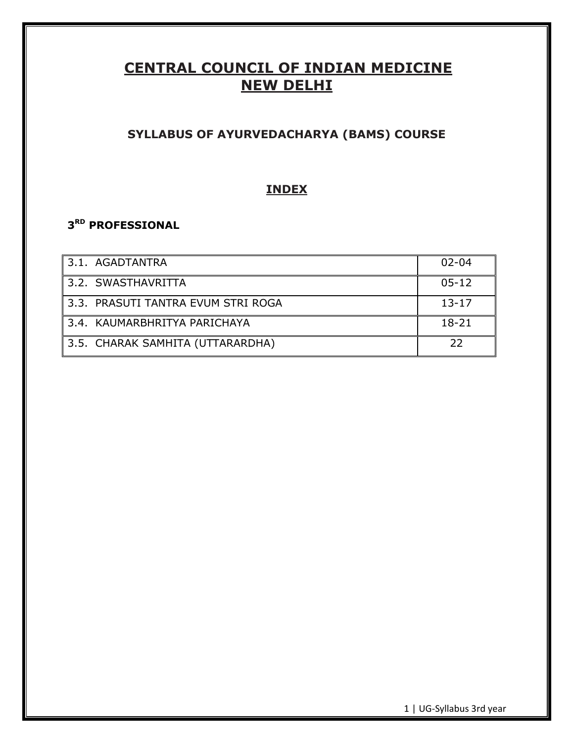# CENTRAL COUNCIL OF INDIAN MEDICINE
# NEW DELHI

## SYLLABUS OF AYURVEDACHARYA (BAMS) COURSE

## INDEX

### 3RD PROFESSIONAL

| | |
|---|---|
| 3.1. AGADTANTRA | 02-04 |
| 3.2. SWASTHAVRITTA | 05-12 |
| 3.3. PRASUTI TANTRA EVUM STRI ROGA | 13-17 |
| 3.4. KAUMARBHRITYA PARICHAYA | 18-21 |
| 3.5. CHARAK SAMHITA (UTTARARDHA) | 22 |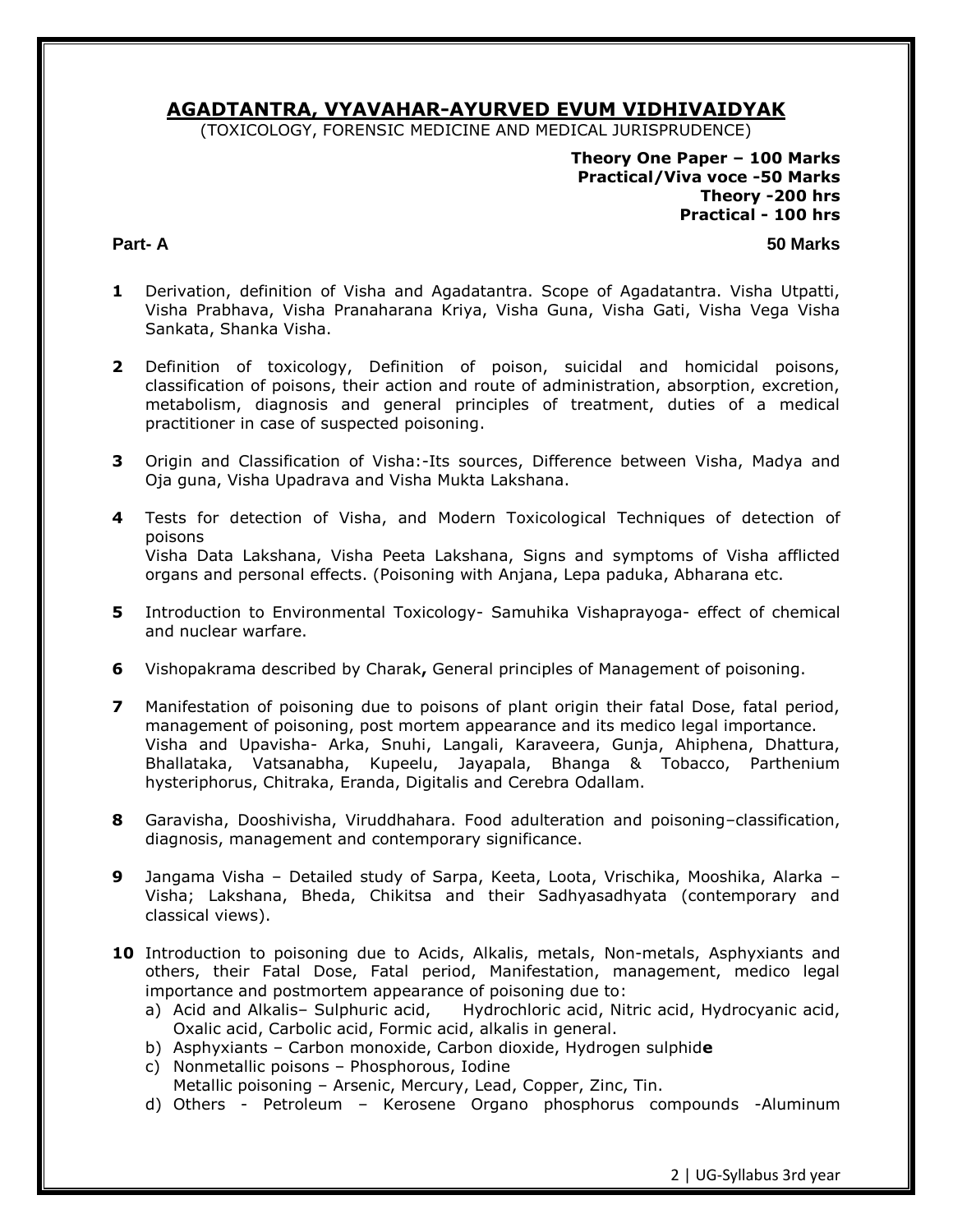# AGADTANTRA, VYAVAHAR-AYURVED EVUM VIDHIVAIDYAK

(TOXICOLOGY, FORENSIC MEDICINE AND MEDICAL JURISPRUDENCE)

**Theory One Paper – 100 Marks**
**Practical/Viva voce -50 Marks**
**Theory -200 hrs**
**Practical - 100 hrs**

**Part- A** **50 Marks**

**1** Derivation, definition of Visha and Agadatantra. Scope of Agadatantra. Visha Utpatti, Visha Prabhava, Visha Pranaharana Kriya, Visha Guna, Visha Gati, Visha Vega Visha Sankata, Shanka Visha.

**2** Definition of toxicology, Definition of poison, suicidal and homicidal poisons, classification of poisons, their action and route of administration, absorption, excretion, metabolism, diagnosis and general principles of treatment, duties of a medical practitioner in case of suspected poisoning.

**3** Origin and Classification of Visha:-Its sources, Difference between Visha, Madya and Oja guna, Visha Upadrava and Visha Mukta Lakshana.

**4** Tests for detection of Visha, and Modern Toxicological Techniques of detection of poisons
Visha Data Lakshana, Visha Peeta Lakshana, Signs and symptoms of Visha afflicted organs and personal effects. (Poisoning with Anjana, Lepa paduka, Abharana etc.

**5** Introduction to Environmental Toxicology- Samuhika Vishaprayoga- effect of chemical and nuclear warfare.

**6** Vishopakrama described by Charak**,** General principles of Management of poisoning.

**7** Manifestation of poisoning due to poisons of plant origin their fatal Dose, fatal period, management of poisoning, post mortem appearance and its medico legal importance.
Visha and Upavisha- Arka, Snuhi, Langali, Karaveera, Gunja, Ahiphena, Dhattura, Bhallataka, Vatsanabha, Kupeelu, Jayapala, Bhanga & Tobacco, Parthenium hysteriphorus, Chitraka, Eranda, Digitalis and Cerebra Odallam.

**8** Garavisha, Dooshivisha, Viruddhahara. Food adulteration and poisoning–classification, diagnosis, management and contemporary significance.

**9** Jangama Visha – Detailed study of Sarpa, Keeta, Loota, Vrischika, Mooshika, Alarka – Visha; Lakshana, Bheda, Chikitsa and their Sadhyasadhyata (contemporary and classical views).

**10** Introduction to poisoning due to Acids, Alkalis, metals, Non-metals, Asphyxiants and others, their Fatal Dose, Fatal period, Manifestation, management, medico legal importance and postmortem appearance of poisoning due to:

a) Acid and Alkalis– Sulphuric acid, Hydrochloric acid, Nitric acid, Hydrocyanic acid, Oxalic acid, Carbolic acid, Formic acid, alkalis in general.
b) Asphyxiants – Carbon monoxide, Carbon dioxide, Hydrogen sulphid**e**
c) Nonmetallic poisons – Phosphorous, Iodine
Metallic poisoning – Arsenic, Mercury, Lead, Copper, Zinc, Tin.
d) Others - Petroleum – Kerosene Organo phosphorus compounds -Aluminum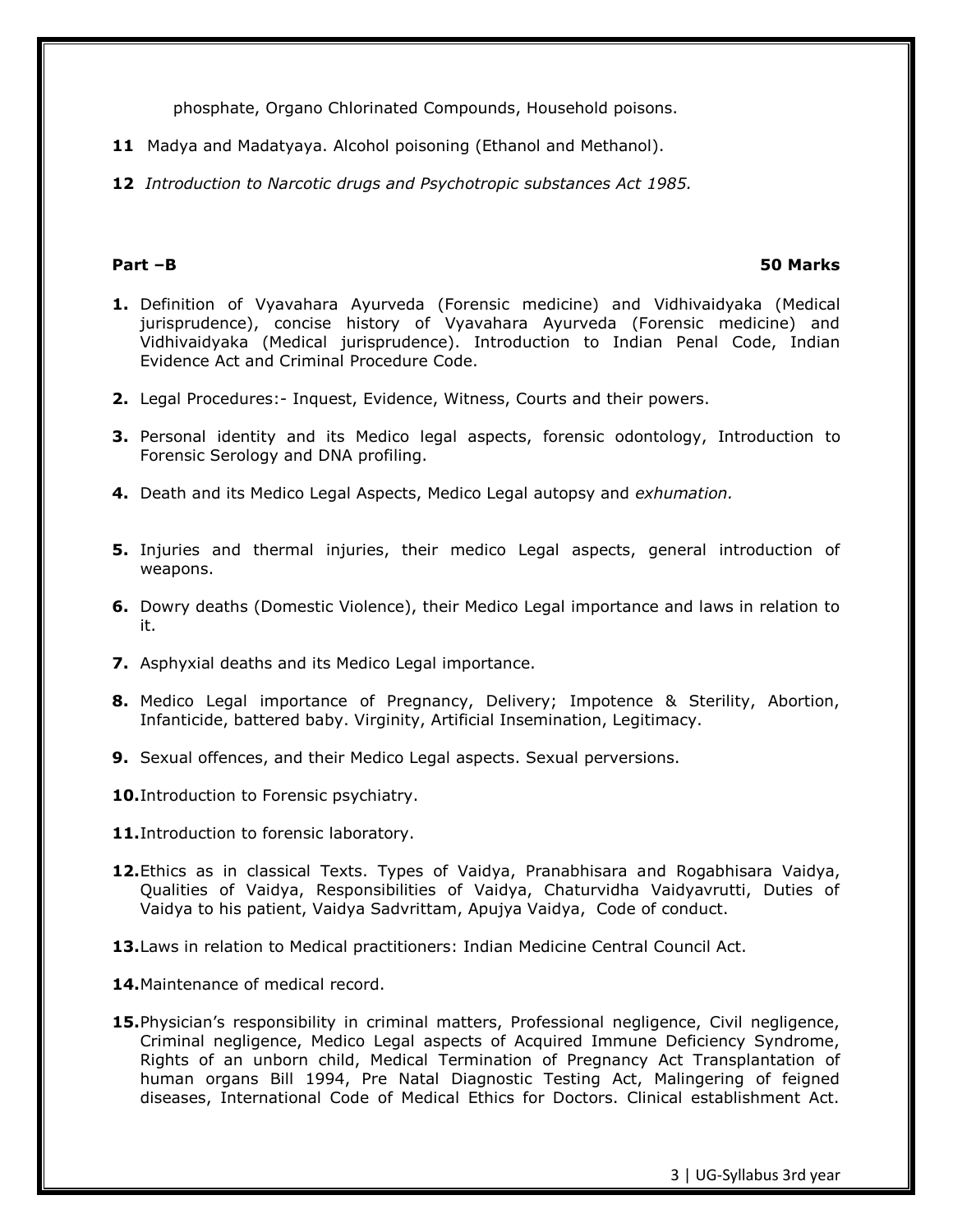phosphate, Organo Chlorinated Compounds, Household poisons.

**11** Madya and Madatyaya. Alcohol poisoning (Ethanol and Methanol).

**12** *Introduction to Narcotic drugs and Psychotropic substances Act 1985.*

**Part –B** **50 Marks**

1. Definition of Vyavahara Ayurveda (Forensic medicine) and Vidhivaidyaka (Medical jurisprudence), concise history of Vyavahara Ayurveda (Forensic medicine) and Vidhivaidyaka (Medical jurisprudence). Introduction to Indian Penal Code, Indian Evidence Act and Criminal Procedure Code.
2. Legal Procedures:- Inquest, Evidence, Witness, Courts and their powers.
3. Personal identity and its Medico legal aspects, forensic odontology, Introduction to Forensic Serology and DNA profiling.
4. Death and its Medico Legal Aspects, Medico Legal autopsy and *exhumation.*
5. Injuries and thermal injuries, their medico Legal aspects, general introduction of weapons.
6. Dowry deaths (Domestic Violence), their Medico Legal importance and laws in relation to it.
7. Asphyxial deaths and its Medico Legal importance.
8. Medico Legal importance of Pregnancy, Delivery; Impotence & Sterility, Abortion, Infanticide, battered baby. Virginity, Artificial Insemination, Legitimacy.
9. Sexual offences, and their Medico Legal aspects. Sexual perversions.
10. Introduction to Forensic psychiatry.
11. Introduction to forensic laboratory.
12. Ethics as in classical Texts. Types of Vaidya, Pranabhisara and Rogabhisara Vaidya, Qualities of Vaidya, Responsibilities of Vaidya, Chaturvidha Vaidyavrutti, Duties of Vaidya to his patient, Vaidya Sadvrittam, Apujya Vaidya, Code of conduct.
13. Laws in relation to Medical practitioners: Indian Medicine Central Council Act.
14. Maintenance of medical record.
15. Physician's responsibility in criminal matters, Professional negligence, Civil negligence, Criminal negligence, Medico Legal aspects of Acquired Immune Deficiency Syndrome, Rights of an unborn child, Medical Termination of Pregnancy Act Transplantation of human organs Bill 1994, Pre Natal Diagnostic Testing Act, Malingering of feigned diseases, International Code of Medical Ethics for Doctors. Clinical establishment Act.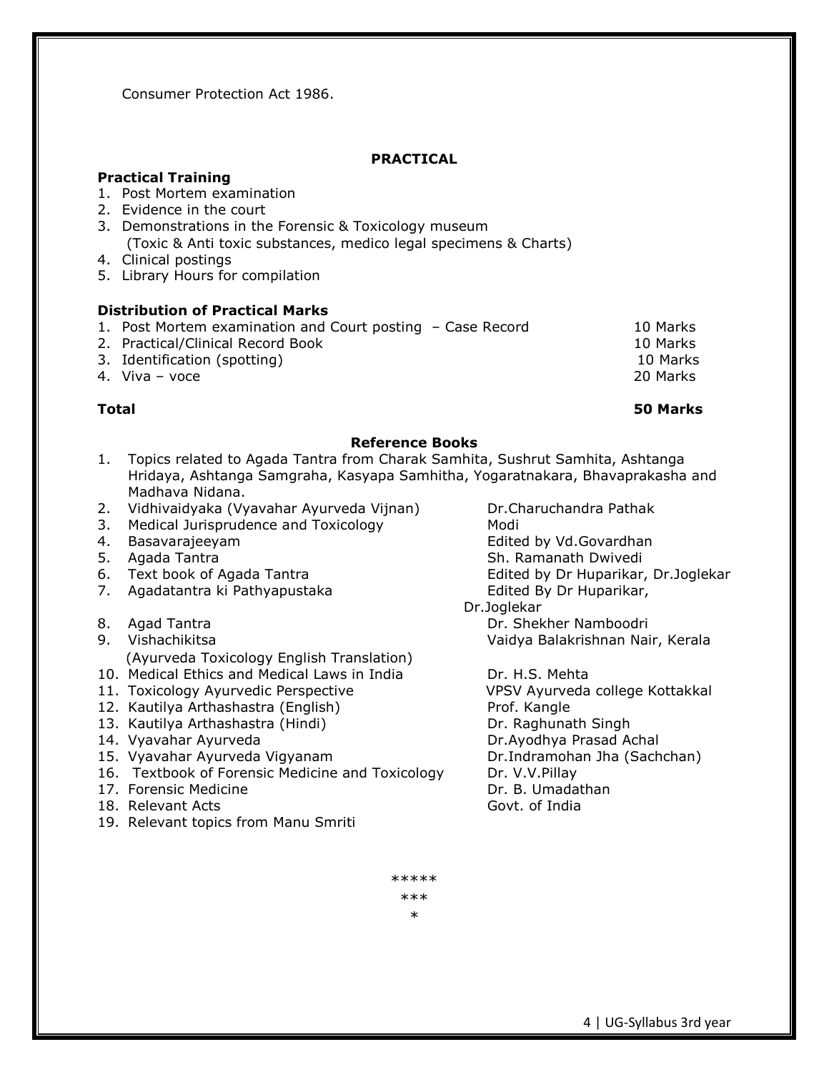Consumer Protection Act 1986.

## PRACTICAL

### Practical Training

1. Post Mortem examination
2. Evidence in the court
3. Demonstrations in the Forensic & Toxicology museum
   (Toxic & Anti toxic substances, medico legal specimens & Charts)
4. Clinical postings
5. Library Hours for compilation

### Distribution of Practical Marks

| | |
|---|---|
| 1. Post Mortem examination and Court posting – Case Record | 10 Marks |
| 2. Practical/Clinical Record Book | 10 Marks |
| 3. Identification (spotting) | 10 Marks |
| 4. Viva – voce | 20 Marks |
| **Total** | **50 Marks** |

### Reference Books

| | | |
|---|---|---|
| 1. | Topics related to Agada Tantra from Charak Samhita, Sushrut Samhita, Ashtanga Hridaya, Ashtanga Samgraha, Kasyapa Samhitha, Yogaratnakara, Bhavaprakasha and Madhava Nidana. | |
| 2. | Vidhivaidyaka (Vyavahar Ayurveda Vijnan) | Dr.Charuchandra Pathak |
| 3. | Medical Jurisprudence and Toxicology | Modi |
| 4. | Basavarajeeyam | Edited by Vd.Govardhan |
| 5. | Agada Tantra | Sh. Ramanath Dwivedi |
| 6. | Text book of Agada Tantra | Edited by Dr Huparikar, Dr.Joglekar |
| 7. | Agadatantra ki Pathyapustaka | Edited By Dr Huparikar, Dr.Joglekar |
| 8. | Agad Tantra | Dr. Shekher Namboodri |
| 9. | Vishachikitsa (Ayurveda Toxicology English Translation) | Vaidya Balakrishnan Nair, Kerala |
| 10. | Medical Ethics and Medical Laws in India | Dr. H.S. Mehta |
| 11. | Toxicology Ayurvedic Perspective | VPSV Ayurveda college Kottakkal |
| 12. | Kautilya Arthashastra (English) | Prof. Kangle |
| 13. | Kautilya Arthashastra (Hindi) | Dr. Raghunath Singh |
| 14. | Vyavahar Ayurveda | Dr.Ayodhya Prasad Achal |
| 15. | Vyavahar Ayurveda Vigyanam | Dr.Indramohan Jha (Sachchan) |
| 16. | Textbook of Forensic Medicine and Toxicology | Dr. V.V.Pillay |
| 17. | Forensic Medicine | Dr. B. Umadathan |
| 18. | Relevant Acts | Govt. of India |
| 19. | Relevant topics from Manu Smriti | |

*****
***
*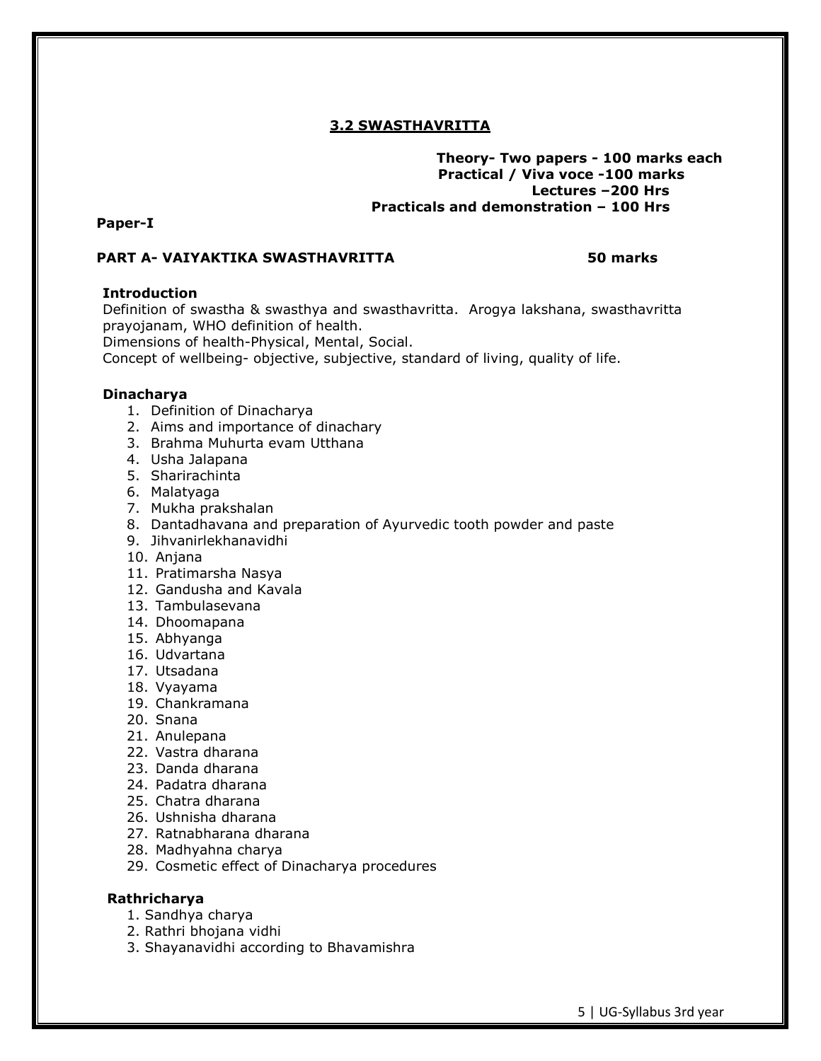## 3.2 SWASTHAVRITTA

**Theory- Two papers - 100 marks each**
**Practical / Viva voce -100 marks**
**Lectures –200 Hrs**
**Practicals and demonstration – 100 Hrs**

**Paper-I**

### PART A- VAIYAKTIKA SWASTHAVRITTA 50 marks

**Introduction**

Definition of swastha & swasthya and swasthavritta. Arogya lakshana, swasthavritta prayojanam, WHO definition of health.
Dimensions of health-Physical, Mental, Social.
Concept of wellbeing- objective, subjective, standard of living, quality of life.

**Dinacharya**

1. Definition of Dinacharya
2. Aims and importance of dinachary
3. Brahma Muhurta evam Utthana
4. Usha Jalapana
5. Sharirachinta
6. Malatyaga
7. Mukha prakshalan
8. Dantadhavana and preparation of Ayurvedic tooth powder and paste
9. Jihvanirlekhanavidhi
10. Anjana
11. Pratimarsha Nasya
12. Gandusha and Kavala
13. Tambulasevana
14. Dhoomapana
15. Abhyanga
16. Udvartana
17. Utsadana
18. Vyayama
19. Chankramana
20. Snana
21. Anulepana
22. Vastra dharana
23. Danda dharana
24. Padatra dharana
25. Chatra dharana
26. Ushnisha dharana
27. Ratnabharana dharana
28. Madhyahna charya
29. Cosmetic effect of Dinacharya procedures

**Rathricharya**

1. Sandhya charya
2. Rathri bhojana vidhi
3. Shayanavidhi according to Bhavamishra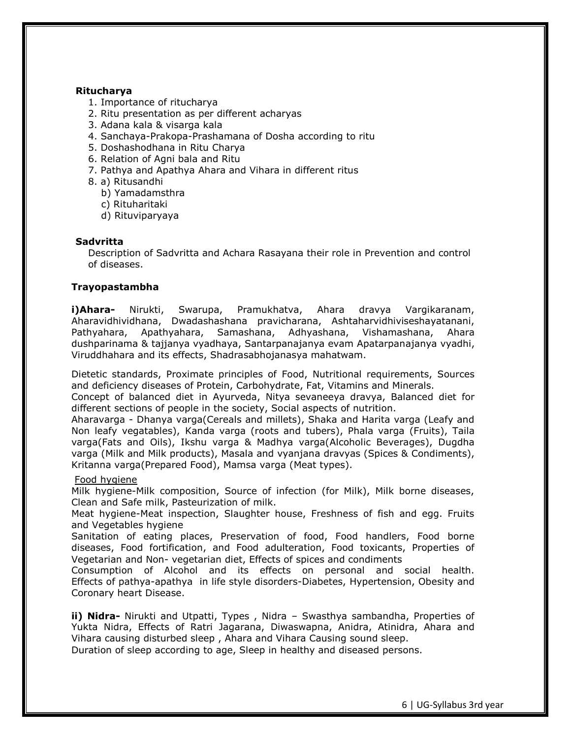**Ritucharya**

1. Importance of ritucharya
2. Ritu presentation as per different acharyas
3. Adana kala & visarga kala
4. Sanchaya-Prakopa-Prashamana of Dosha according to ritu
5. Doshashodhana in Ritu Charya
6. Relation of Agni bala and Ritu
7. Pathya and Apathya Ahara and Vihara in different ritus
8. a) Ritusandhi
   b) Yamadamsthra
   c) Rituharitaki
   d) Rituviparyaya

**Sadvritta**

Description of Sadvritta and Achara Rasayana their role in Prevention and control of diseases.

**Trayopastambha**

**i)Ahara-** Nirukti, Swarupa, Pramukhatva, Ahara dravya Vargikaranam, Aharavidhividhana, Dwadashashana pravicharana, Ashtaharvidhiviseshayatanani, Pathyahara, Apathyahara, Samashana, Adhyashana, Vishamashana, Ahara dushparinama & tajjanya vyadhaya, Santarpanajanya evam Apatarpanajanya vyadhi, Viruddhahara and its effects, Shadrasabhojanasya mahatwam.

Dietetic standards, Proximate principles of Food, Nutritional requirements, Sources and deficiency diseases of Protein, Carbohydrate, Fat, Vitamins and Minerals.
Concept of balanced diet in Ayurveda, Nitya sevaneeya dravya, Balanced diet for different sections of people in the society, Social aspects of nutrition.
Aharavarga - Dhanya varga(Cereals and millets), Shaka and Harita varga (Leafy and Non leafy vegatables), Kanda varga (roots and tubers), Phala varga (Fruits), Taila varga(Fats and Oils), Ikshu varga & Madhya varga(Alcoholic Beverages), Dugdha varga (Milk and Milk products), Masala and vyanjana dravyas (Spices & Condiments), Kritanna varga(Prepared Food), Mamsa varga (Meat types).

Food hygiene

Milk hygiene-Milk composition, Source of infection (for Milk), Milk borne diseases, Clean and Safe milk, Pasteurization of milk.
Meat hygiene-Meat inspection, Slaughter house, Freshness of fish and egg. Fruits and Vegetables hygiene
Sanitation of eating places, Preservation of food, Food handlers, Food borne diseases, Food fortification, and Food adulteration, Food toxicants, Properties of Vegetarian and Non- vegetarian diet, Effects of spices and condiments
Consumption of Alcohol and its effects on personal and social health. Effects of pathya-apathya in life style disorders-Diabetes, Hypertension, Obesity and Coronary heart Disease.

**ii) Nidra-** Nirukti and Utpatti, Types , Nidra – Swasthya sambandha, Properties of Yukta Nidra, Effects of Ratri Jagarana, Diwaswapna, Anidra, Atinidra, Ahara and Vihara causing disturbed sleep , Ahara and Vihara Causing sound sleep.
Duration of sleep according to age, Sleep in healthy and diseased persons.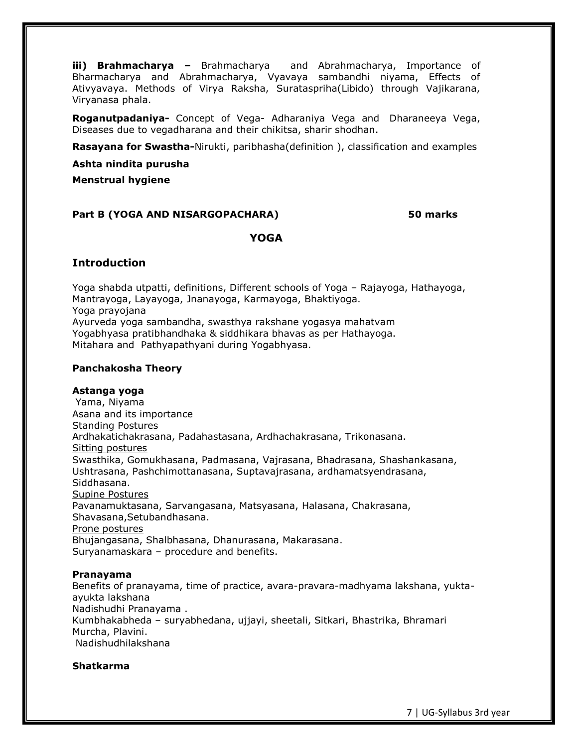**iii) Brahmacharya –** Brahmacharya and Abrahmacharya, Importance of Bharmacharya and Abrahmacharya, Vyavaya sambandhi niyama, Effects of Ativyavaya. Methods of Virya Raksha, Surataspriha(Libido) through Vajikarana, Viryanasa phala.

**Roganutpadaniya-** Concept of Vega- Adharaniya Vega and Dharaneeya Vega, Diseases due to vegadharana and their chikitsa, sharir shodhan.

**Rasayana for Swastha-**Nirukti, paribhasha(definition ), classification and examples

**Ashta nindita purusha**

**Menstrual hygiene**

**Part B (YOGA AND NISARGOPACHARA) 50 marks**

## YOGA

### Introduction

Yoga shabda utpatti, definitions, Different schools of Yoga – Rajayoga, Hathayoga, Mantrayoga, Layayoga, Jnanayoga, Karmayoga, Bhaktiyoga.
Yoga prayojana
Ayurveda yoga sambandha, swasthya rakshane yogasya mahatvam
Yogabhyasa pratibhandhaka & siddhikara bhavas as per Hathayoga.
Mitahara and Pathyapathyani during Yogabhyasa.

**Panchakosha Theory**

**Astanga yoga**
Yama, Niyama
Asana and its importance
<u>Standing Postures</u>
Ardhakatichakrasana, Padahastasana, Ardhachakrasana, Trikonasana.
<u>Sitting postures</u>
Swasthika, Gomukhasana, Padmasana, Vajrasana, Bhadrasana, Shashankasana, Ushtrasana, Pashchimottanasana, Suptavajrasana, ardhamatsyendrasana, Siddhasana.
<u>Supine Postures</u>
Pavanamuktasana, Sarvangasana, Matsyasana, Halasana, Chakrasana, Shavasana,Setubandhasana.
<u>Prone postures</u>
Bhujangasana, Shalbhasana, Dhanurasana, Makarasana.
Suryanamaskara – procedure and benefits.

**Pranayama**
Benefits of pranayama, time of practice, avara-pravara-madhyama lakshana, yukta-ayukta lakshana
Nadishudhi Pranayama .
Kumbhakabheda – suryabhedana, ujjayi, sheetali, Sitkari, Bhastrika, Bhramari Murcha, Plavini.
Nadishudhilakshana

**Shatkarma**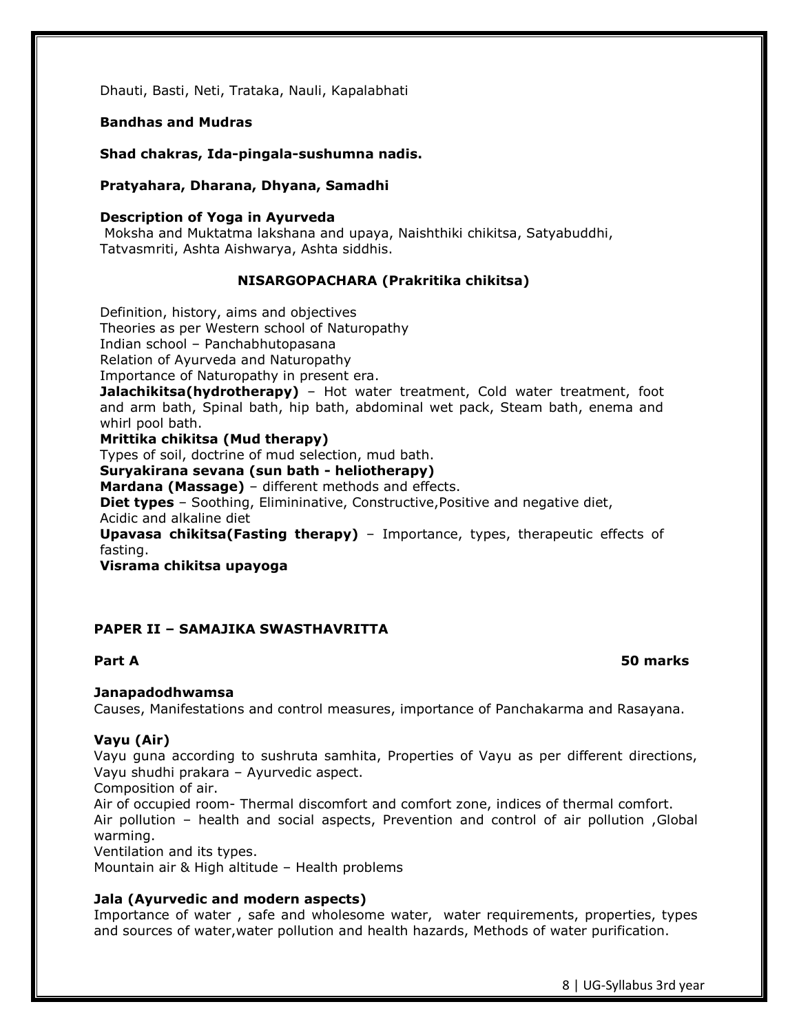Dhauti, Basti, Neti, Trataka, Nauli, Kapalabhati

**Bandhas and Mudras**

**Shad chakras, Ida-pingala-sushumna nadis.**

**Pratyahara, Dharana, Dhyana, Samadhi**

**Description of Yoga in Ayurveda**

Moksha and Muktatma lakshana and upaya, Naishthiki chikitsa, Satyabuddhi, Tatvasmriti, Ashta Aishwarya, Ashta siddhis.

### NISARGOPACHARA (Prakritika chikitsa)

Definition, history, aims and objectives
Theories as per Western school of Naturopathy
Indian school – Panchabhutopasana
Relation of Ayurveda and Naturopathy
Importance of Naturopathy in present era.

**Jalachikitsa(hydrotherapy)** – Hot water treatment, Cold water treatment, foot and arm bath, Spinal bath, hip bath, abdominal wet pack, Steam bath, enema and whirl pool bath.

**Mrittika chikitsa (Mud therapy)**
Types of soil, doctrine of mud selection, mud bath.

**Suryakirana sevana (sun bath - heliotherapy)**

**Mardana (Massage)** – different methods and effects.

**Diet types** – Soothing, Elimininative, Constructive,Positive and negative diet, Acidic and alkaline diet

**Upavasa chikitsa(Fasting therapy)** – Importance, types, therapeutic effects of fasting.

**Visrama chikitsa upayoga**

## PAPER II – SAMAJIKA SWASTHAVRITTA

**Part A** **50 marks**

**Janapadodhwamsa**

Causes, Manifestations and control measures, importance of Panchakarma and Rasayana.

**Vayu (Air)**

Vayu guna according to sushruta samhita, Properties of Vayu as per different directions, Vayu shudhi prakara – Ayurvedic aspect.
Composition of air.
Air of occupied room- Thermal discomfort and comfort zone, indices of thermal comfort.
Air pollution – health and social aspects, Prevention and control of air pollution ,Global warming.
Ventilation and its types.
Mountain air & High altitude – Health problems

**Jala (Ayurvedic and modern aspects)**

Importance of water , safe and wholesome water, water requirements, properties, types and sources of water,water pollution and health hazards, Methods of water purification.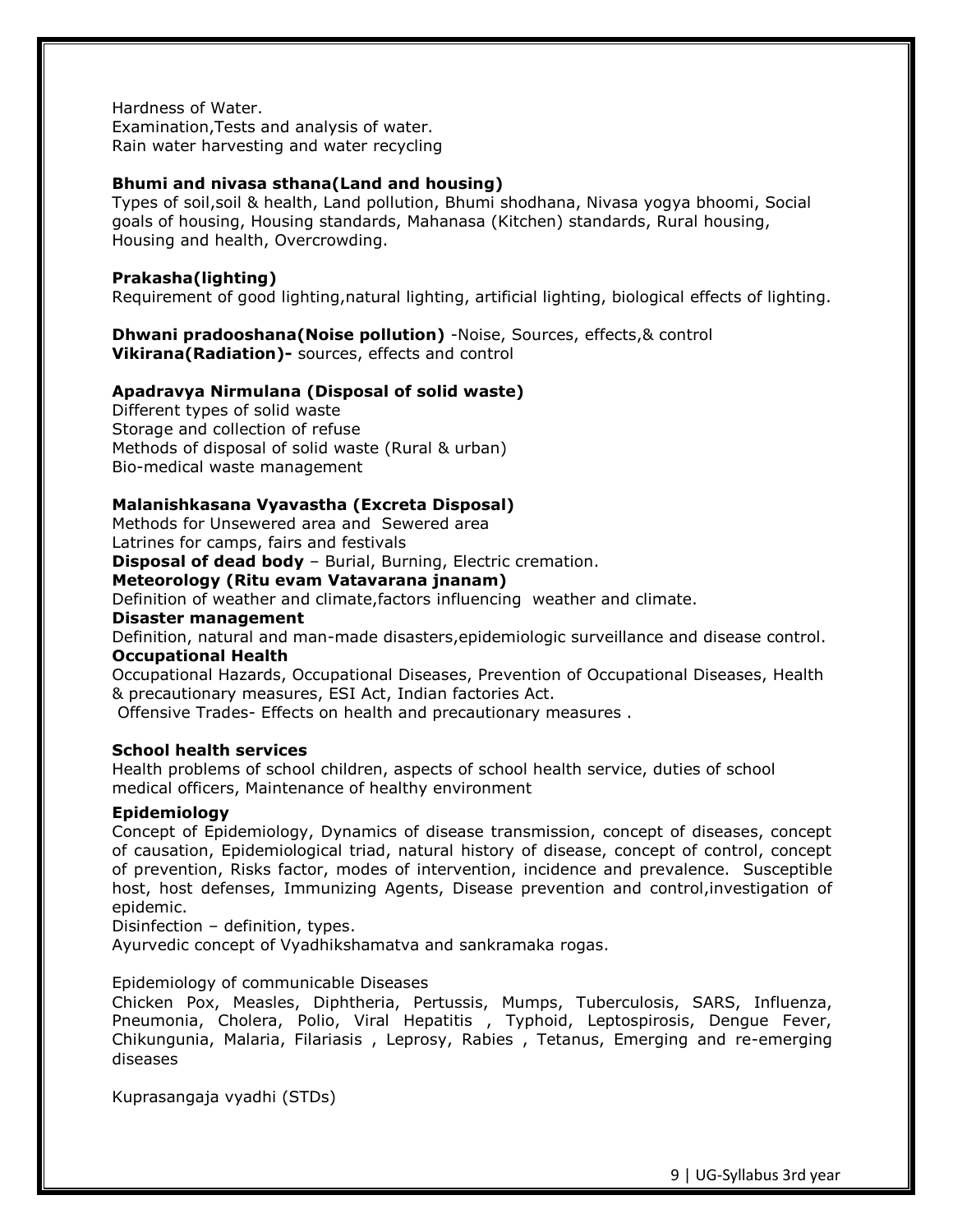Hardness of Water.
Examination,Tests and analysis of water.
Rain water harvesting and water recycling

**Bhumi and nivasa sthana(Land and housing)**
Types of soil,soil & health, Land pollution, Bhumi shodhana, Nivasa yogya bhoomi, Social goals of housing, Housing standards, Mahanasa (Kitchen) standards, Rural housing, Housing and health, Overcrowding.

**Prakasha(lighting)**
Requirement of good lighting,natural lighting, artificial lighting, biological effects of lighting.

**Dhwani pradooshana(Noise pollution)** -Noise, Sources, effects,& control
**Vikirana(Radiation)-** sources, effects and control

**Apadravya Nirmulana (Disposal of solid waste)**
Different types of solid waste
Storage and collection of refuse
Methods of disposal of solid waste (Rural & urban)
Bio-medical waste management

**Malanishkasana Vyavastha (Excreta Disposal)**
Methods for Unsewered area and Sewered area
Latrines for camps, fairs and festivals
**Disposal of dead body** – Burial, Burning, Electric cremation.
**Meteorology (Ritu evam Vatavarana jnanam)**
Definition of weather and climate,factors influencing weather and climate.
**Disaster management**
Definition, natural and man-made disasters,epidemiologic surveillance and disease control.
**Occupational Health**
Occupational Hazards, Occupational Diseases, Prevention of Occupational Diseases, Health & precautionary measures, ESI Act, Indian factories Act.
Offensive Trades- Effects on health and precautionary measures .

**School health services**
Health problems of school children, aspects of school health service, duties of school medical officers, Maintenance of healthy environment

**Epidemiology**
Concept of Epidemiology, Dynamics of disease transmission, concept of diseases, concept of causation, Epidemiological triad, natural history of disease, concept of control, concept of prevention, Risks factor, modes of intervention, incidence and prevalence. Susceptible host, host defenses, Immunizing Agents, Disease prevention and control,investigation of epidemic.
Disinfection – definition, types.
Ayurvedic concept of Vyadhikshamatva and sankramaka rogas.

Epidemiology of communicable Diseases
Chicken Pox, Measles, Diphtheria, Pertussis, Mumps, Tuberculosis, SARS, Influenza, Pneumonia, Cholera, Polio, Viral Hepatitis , Typhoid, Leptospirosis, Dengue Fever, Chikungunia, Malaria, Filariasis , Leprosy, Rabies , Tetanus, Emerging and re-emerging diseases

Kuprasangaja vyadhi (STDs)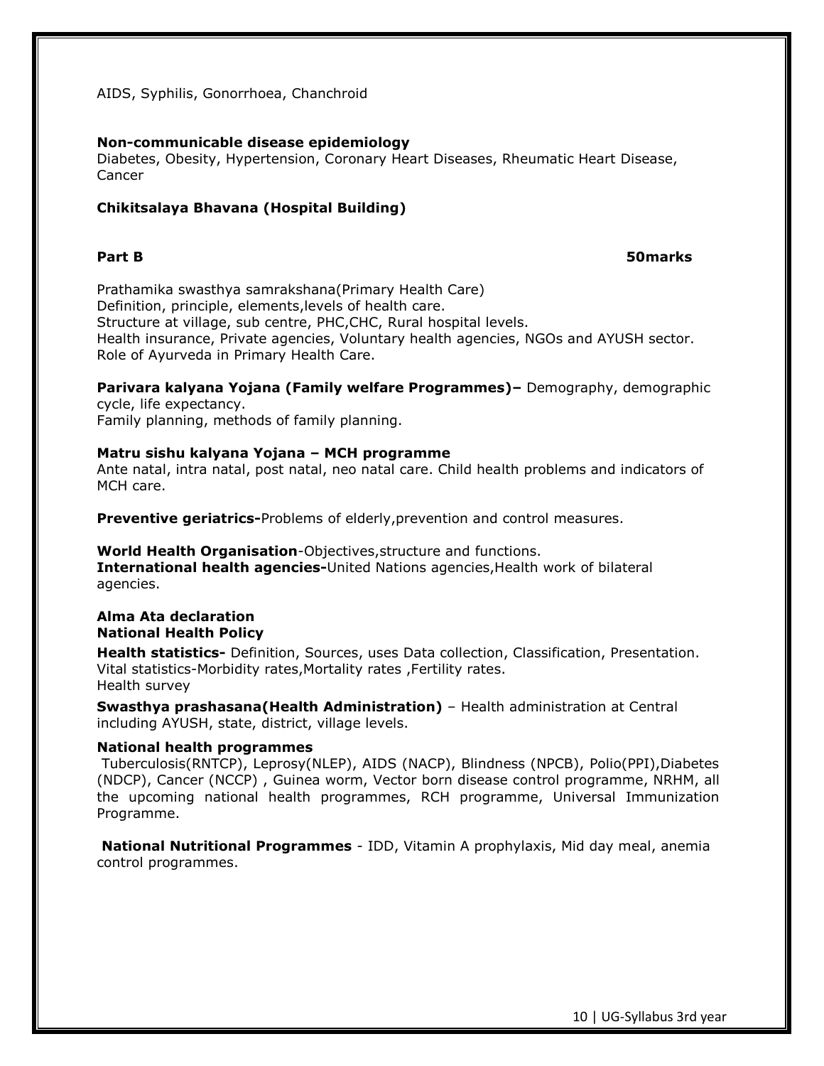AIDS, Syphilis, Gonorrhoea, Chanchroid

**Non-communicable disease epidemiology**
Diabetes, Obesity, Hypertension, Coronary Heart Diseases, Rheumatic Heart Disease, Cancer

**Chikitsalaya Bhavana (Hospital Building)**

**Part B** **50marks**

Prathamika swasthya samrakshana(Primary Health Care)
Definition, principle, elements,levels of health care.
Structure at village, sub centre, PHC,CHC, Rural hospital levels.
Health insurance, Private agencies, Voluntary health agencies, NGOs and AYUSH sector.
Role of Ayurveda in Primary Health Care.

**Parivara kalyana Yojana (Family welfare Programmes)–** Demography, demographic cycle, life expectancy.
Family planning, methods of family planning.

**Matru sishu kalyana Yojana – MCH programme**
Ante natal, intra natal, post natal, neo natal care. Child health problems and indicators of MCH care.

**Preventive geriatrics-**Problems of elderly,prevention and control measures.

**World Health Organisation**-Objectives,structure and functions.
**International health agencies-**United Nations agencies,Health work of bilateral agencies.

**Alma Ata declaration**
**National Health Policy**

**Health statistics-** Definition, Sources, uses Data collection, Classification, Presentation.
Vital statistics-Morbidity rates,Mortality rates ,Fertility rates.
Health survey

**Swasthya prashasana(Health Administration)** – Health administration at Central including AYUSH, state, district, village levels.

**National health programmes**
Tuberculosis(RNTCP), Leprosy(NLEP), AIDS (NACP), Blindness (NPCB), Polio(PPI),Diabetes (NDCP), Cancer (NCCP) , Guinea worm, Vector born disease control programme, NRHM, all the upcoming national health programmes, RCH programme, Universal Immunization Programme.

**National Nutritional Programmes** - IDD, Vitamin A prophylaxis, Mid day meal, anemia control programmes.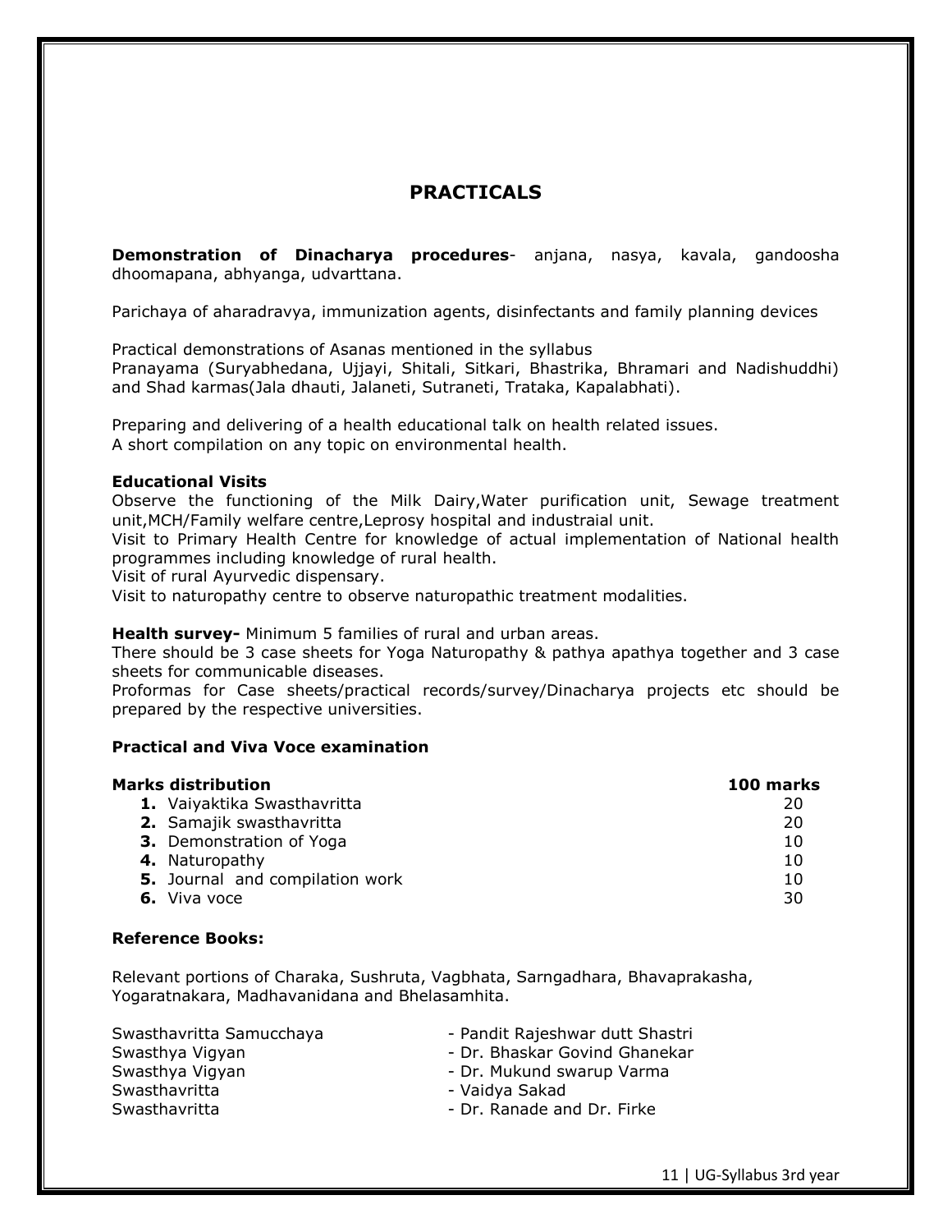## PRACTICALS

**Demonstration of Dinacharya procedures**- anjana, nasya, kavala, gandoosha dhoomapana, abhyanga, udvarttana.

Parichaya of aharadravya, immunization agents, disinfectants and family planning devices

Practical demonstrations of Asanas mentioned in the syllabus
Pranayama (Suryabhedana, Ujjayi, Shitali, Sitkari, Bhastrika, Bhramari and Nadishuddhi) and Shad karmas(Jala dhauti, Jalaneti, Sutraneti, Trataka, Kapalabhati).

Preparing and delivering of a health educational talk on health related issues.
A short compilation on any topic on environmental health.

**Educational Visits**

Observe the functioning of the Milk Dairy,Water purification unit, Sewage treatment unit,MCH/Family welfare centre,Leprosy hospital and industraial unit.
Visit to Primary Health Centre for knowledge of actual implementation of National health programmes including knowledge of rural health.
Visit of rural Ayurvedic dispensary.
Visit to naturopathy centre to observe naturopathic treatment modalities.

**Health survey-** Minimum 5 families of rural and urban areas.
There should be 3 case sheets for Yoga Naturopathy & pathya apathya together and 3 case sheets for communicable diseases.
Proformas for Case sheets/practical records/survey/Dinacharya projects etc should be prepared by the respective universities.

**Practical and Viva Voce examination**

| **Marks distribution** | **100 marks** |
|---|---|
| **1.** Vaiyaktika Swasthavritta | 20 |
| **2.** Samajik swasthavritta | 20 |
| **3.** Demonstration of Yoga | 10 |
| **4.** Naturopathy | 10 |
| **5.** Journal and compilation work | 10 |
| **6.** Viva voce | 30 |

**Reference Books:**

Relevant portions of Charaka, Sushruta, Vagbhata, Sarngadhara, Bhavaprakasha, Yogaratnakara, Madhavanidana and Bhelasamhita.

| | |
|---|---|
| Swasthavritta Samucchaya | - Pandit Rajeshwar dutt Shastri |
| Swasthya Vigyan | - Dr. Bhaskar Govind Ghanekar |
| Swasthya Vigyan | - Dr. Mukund swarup Varma |
| Swasthavritta | - Vaidya Sakad |
| Swasthavritta | - Dr. Ranade and Dr. Firke |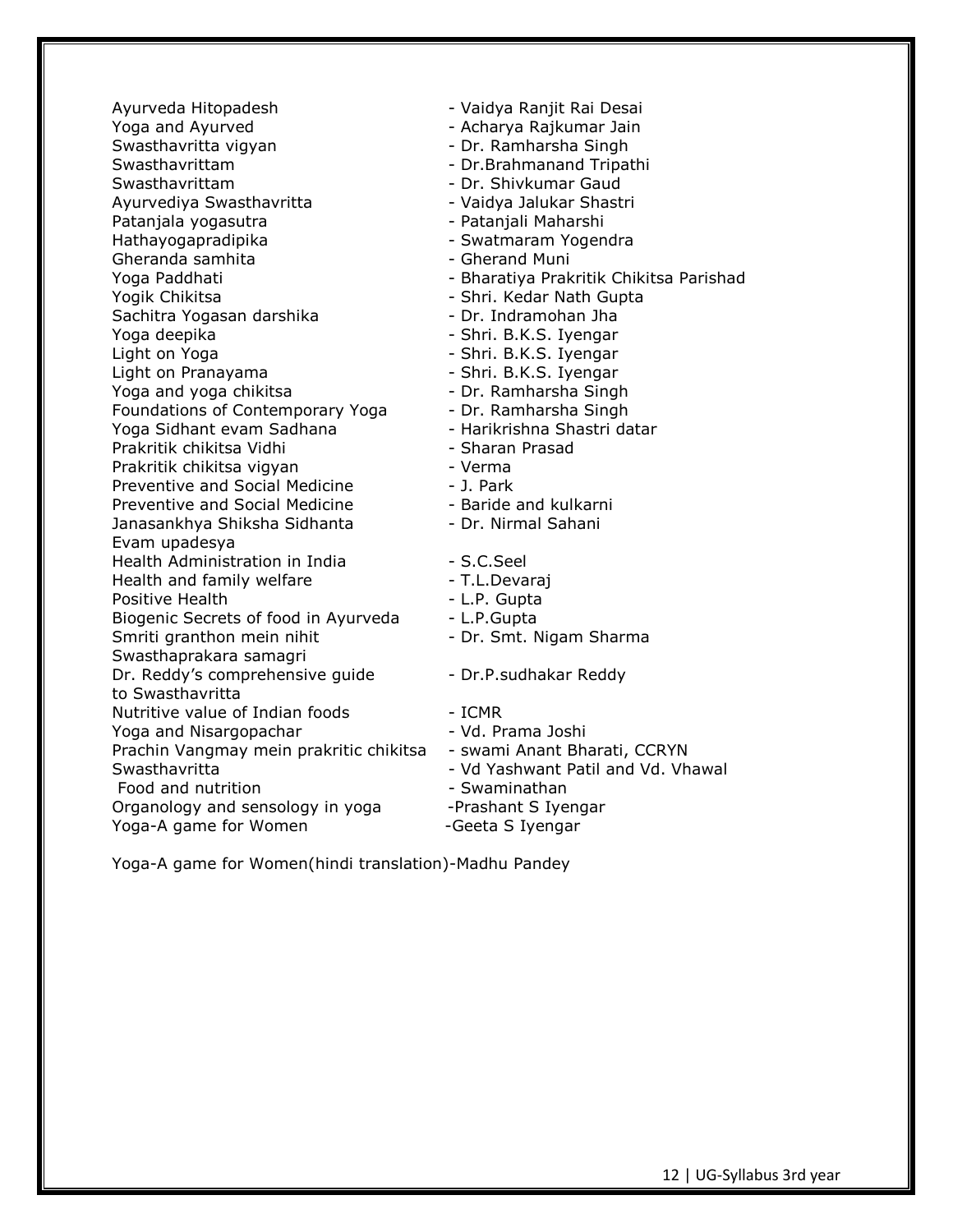Ayurveda Hitopadesh - Vaidya Ranjit Rai Desai
Yoga and Ayurved - Acharya Rajkumar Jain
Swasthavritta vigyan - Dr. Ramharsha Singh
Swasthavrittam - Dr.Brahmanand Tripathi
Swasthavrittam - Dr. Shivkumar Gaud
Ayurvediya Swasthavritta - Vaidya Jalukar Shastri
Patanjala yogasutra - Patanjali Maharshi
Hathayogapradipika - Swatmaram Yogendra
Gheranda samhita - Gherand Muni
Yoga Paddhati - Bharatiya Prakritik Chikitsa Parishad
Yogik Chikitsa - Shri. Kedar Nath Gupta
Sachitra Yogasan darshika - Dr. Indramohan Jha
Yoga deepika - Shri. B.K.S. Iyengar
Light on Yoga - Shri. B.K.S. Iyengar
Light on Pranayama - Shri. B.K.S. Iyengar
Yoga and yoga chikitsa - Dr. Ramharsha Singh
Foundations of Contemporary Yoga - Dr. Ramharsha Singh
Yoga Sidhant evam Sadhana - Harikrishna Shastri datar
Prakritik chikitsa Vidhi - Sharan Prasad
Prakritik chikitsa vigyan - Verma
Preventive and Social Medicine - J. Park
Preventive and Social Medicine - Baride and kulkarni
Janasankhya Shiksha Sidhanta Evam upadesya - Dr. Nirmal Sahani
Health Administration in India - S.C.Seel
Health and family welfare - T.L.Devaraj
Positive Health - L.P. Gupta
Biogenic Secrets of food in Ayurveda - L.P.Gupta
Smriti granthon mein nihit Swasthaprakara samagri - Dr. Smt. Nigam Sharma
Dr. Reddy's comprehensive guide to Swasthavritta - Dr.P.sudhakar Reddy
Nutritive value of Indian foods - ICMR
Yoga and Nisargopachar - Vd. Prama Joshi
Prachin Vangmay mein prakritic chikitsa - swami Anant Bharati, CCRYN
Swasthavritta - Vd Yashwant Patil and Vd. Vhawal
Food and nutrition - Swaminathan
Organology and sensology in yoga -Prashant S Iyengar
Yoga-A game for Women -Geeta S Iyengar

Yoga-A game for Women(hindi translation)-Madhu Pandey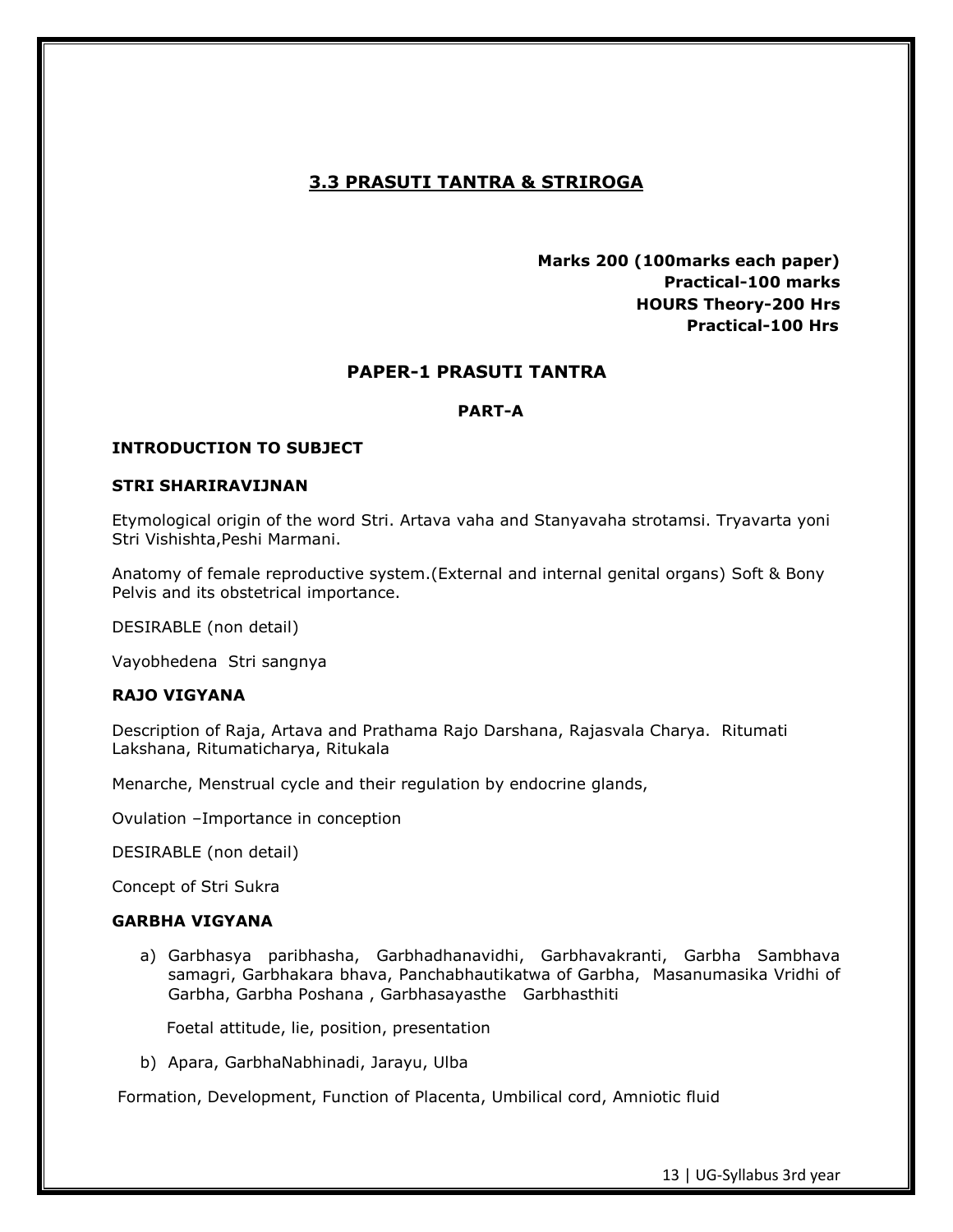## 3.3 PRASUTI TANTRA & STRIROGA

**Marks 200 (100marks each paper)**
**Practical-100 marks**
**HOURS Theory-200 Hrs**
**Practical-100 Hrs**

## PAPER-1 PRASUTI TANTRA

### PART-A

#### INTRODUCTION TO SUBJECT

#### STRI SHARIRAVIJNAN

Etymological origin of the word Stri. Artava vaha and Stanyavaha strotamsi. Tryavarta yoni Stri Vishishta,Peshi Marmani.

Anatomy of female reproductive system.(External and internal genital organs) Soft & Bony Pelvis and its obstetrical importance.

DESIRABLE (non detail)

Vayobhedena Stri sangnya

#### RAJO VIGYANA

Description of Raja, Artava and Prathama Rajo Darshana, Rajasvala Charya. Ritumati Lakshana, Ritumaticharya, Ritukala

Menarche, Menstrual cycle and their regulation by endocrine glands,

Ovulation –Importance in conception

DESIRABLE (non detail)

Concept of Stri Sukra

#### GARBHA VIGYANA

a) Garbhasya paribhasha, Garbhadhanavidhi, Garbhavakranti, Garbha Sambhava samagri, Garbhakara bhava, Panchabhautikatwa of Garbha, Masanumasika Vridhi of Garbha, Garbha Poshana , Garbhasayasthe Garbhasthiti

   Foetal attitude, lie, position, presentation

b) Apara, GarbhaNabhinadi, Jarayu, Ulba

Formation, Development, Function of Placenta, Umbilical cord, Amniotic fluid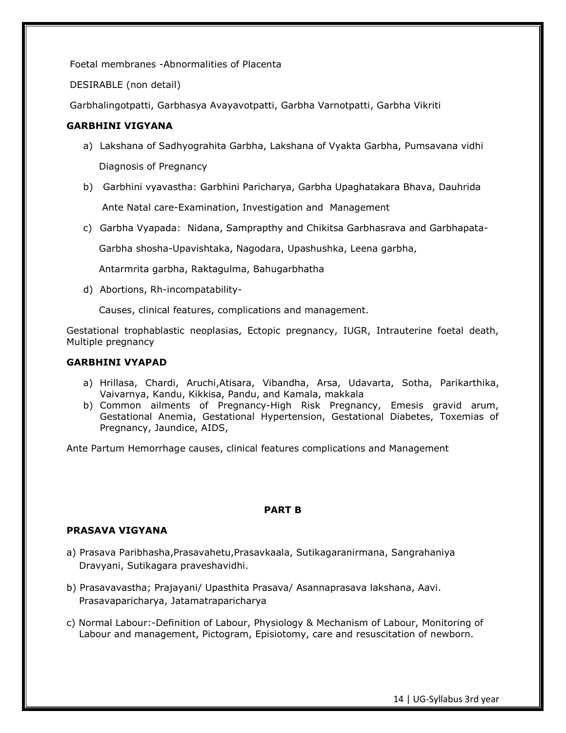Foetal membranes -Abnormalities of Placenta

DESIRABLE (non detail)

Garbhalingotpatti, Garbhasya Avayavotpatti, Garbha Varnotpatti, Garbha Vikriti

**GARBHINI VIGYANA**

a) Lakshana of Sadhyograhita Garbha, Lakshana of Vyakta Garbha, Pumsavana vidhi

   Diagnosis of Pregnancy

b) Garbhini vyavastha: Garbhini Paricharya, Garbha Upaghatakara Bhava, Dauhrida

   Ante Natal care-Examination, Investigation and Management

c) Garbha Vyapada: Nidana, Samprapthy and Chikitsa Garbhasrava and Garbhapata-

   Garbha shosha-Upavishtaka, Nagodara, Upashushka, Leena garbha,

   Antarmrita garbha, Raktagulma, Bahugarbhatha

d) Abortions, Rh-incompatability-

   Causes, clinical features, complications and management.

Gestational trophablastic neoplasias, Ectopic pregnancy, IUGR, Intrauterine foetal death, Multiple pregnancy

**GARBHINI VYAPAD**

a) Hrillasa, Chardi, Aruchi,Atisara, Vibandha, Arsa, Udavarta, Sotha, Parikarthika, Vaivarnya, Kandu, Kikkisa, Pandu, and Kamala, makkala
b) Common ailments of Pregnancy-High Risk Pregnancy, Emesis gravid arum, Gestational Anemia, Gestational Hypertension, Gestational Diabetes, Toxemias of Pregnancy, Jaundice, AIDS,

Ante Partum Hemorrhage causes, clinical features complications and Management

**PART B**

**PRASAVA VIGYANA**

a) Prasava Paribhasha,Prasavahetu,Prasavkaala, Sutikagaranirmana, Sangrahaniya Dravyani, Sutikagara praveshavidhi.

b) Prasavavastha; Prajayani/ Upasthita Prasava/ Asannaprasava lakshana, Aavi. Prasavaparicharya, Jatamatraparicharya

c) Normal Labour:-Definition of Labour, Physiology & Mechanism of Labour, Monitoring of Labour and management, Pictogram, Episiotomy, care and resuscitation of newborn.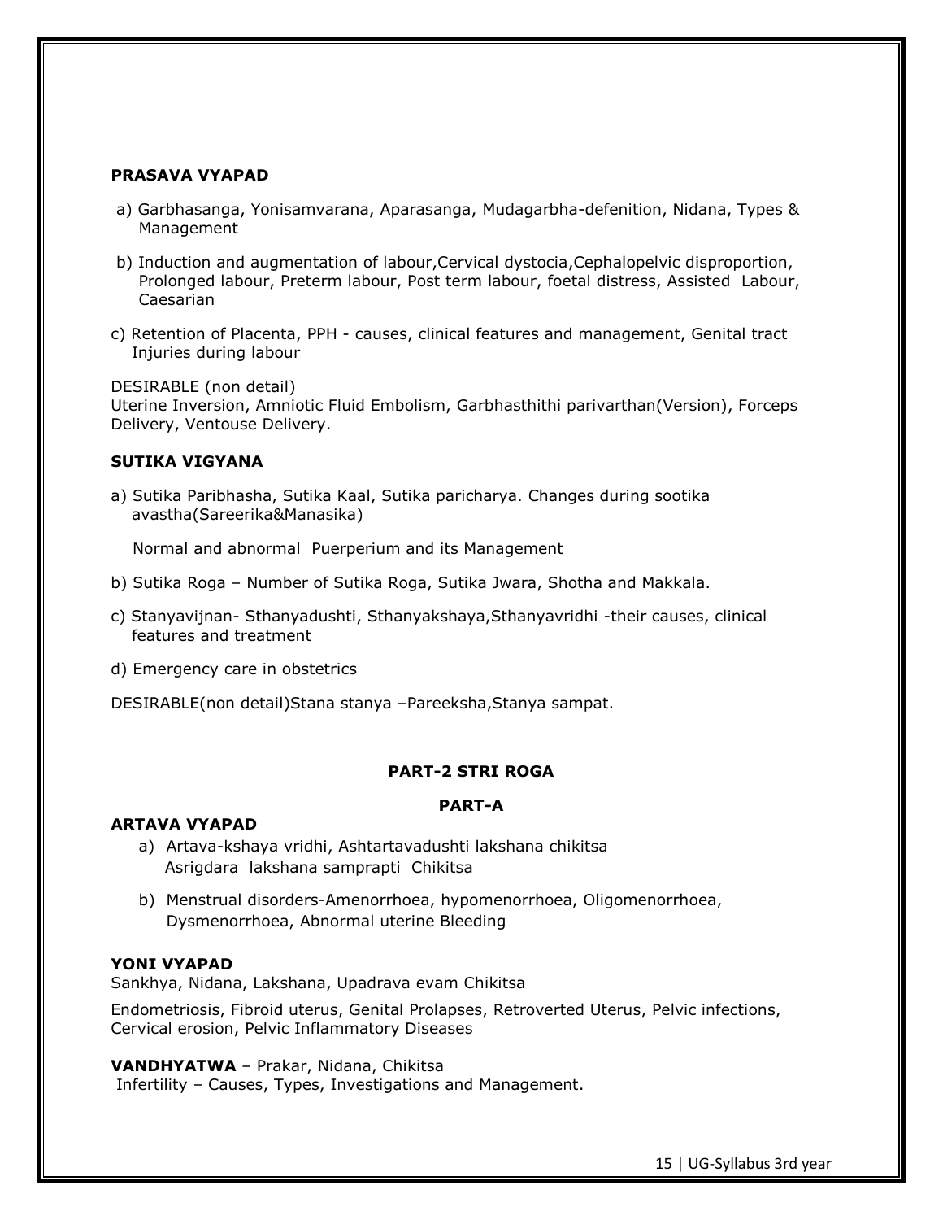**PRASAVA VYAPAD**

a) Garbhasanga, Yonisamvarana, Aparasanga, Mudagarbha-defenition, Nidana, Types & Management

b) Induction and augmentation of labour,Cervical dystocia,Cephalopelvic disproportion, Prolonged labour, Preterm labour, Post term labour, foetal distress, Assisted Labour, Caesarian

c) Retention of Placenta, PPH - causes, clinical features and management, Genital tract Injuries during labour

DESIRABLE (non detail)
Uterine Inversion, Amniotic Fluid Embolism, Garbhasthithi parivarthan(Version), Forceps Delivery, Ventouse Delivery.

**SUTIKA VIGYANA**

a) Sutika Paribhasha, Sutika Kaal, Sutika paricharya. Changes during sootika avastha(Sareerika&Manasika)

Normal and abnormal Puerperium and its Management

b) Sutika Roga – Number of Sutika Roga, Sutika Jwara, Shotha and Makkala.

c) Stanyavijnan- Sthanyadushti, Sthanyakshaya,Sthanyavridhi -their causes, clinical features and treatment

d) Emergency care in obstetrics

DESIRABLE(non detail)Stana stanya –Pareeksha,Stanya sampat.

**PART-2 STRI ROGA**

**PART-A**

**ARTAVA VYAPAD**

a) Artava-kshaya vridhi, Ashtartavadushti lakshana chikitsa
Asrigdara lakshana samprapti Chikitsa

b) Menstrual disorders-Amenorrhoea, hypomenorrhoea, Oligomenorrhoea, Dysmenorrhoea, Abnormal uterine Bleeding

**YONI VYAPAD**

Sankhya, Nidana, Lakshana, Upadrava evam Chikitsa

Endometriosis, Fibroid uterus, Genital Prolapses, Retroverted Uterus, Pelvic infections, Cervical erosion, Pelvic Inflammatory Diseases

**VANDHYATWA** – Prakar, Nidana, Chikitsa
Infertility – Causes, Types, Investigations and Management.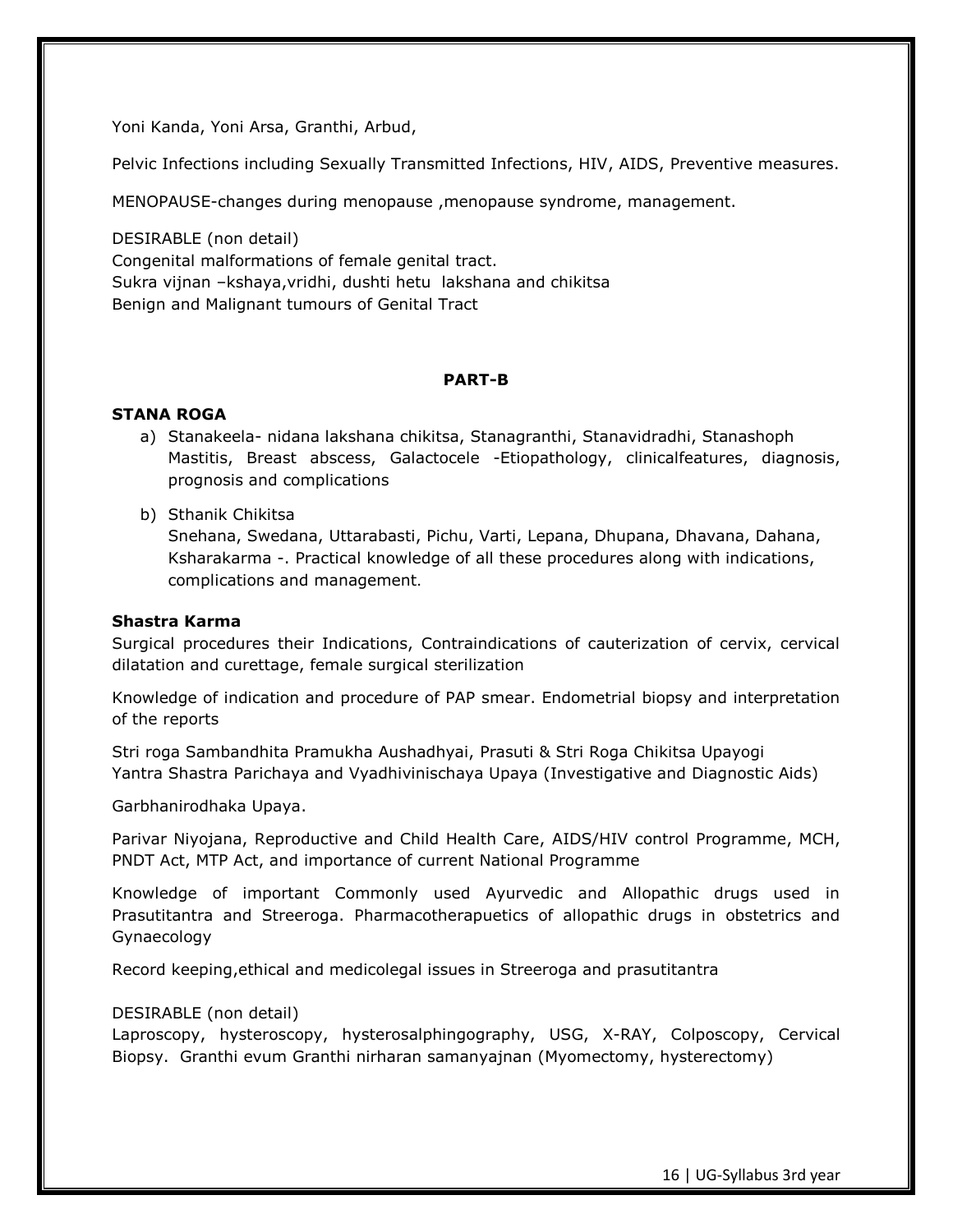Yoni Kanda, Yoni Arsa, Granthi, Arbud,

Pelvic Infections including Sexually Transmitted Infections, HIV, AIDS, Preventive measures.

MENOPAUSE-changes during menopause ,menopause syndrome, management.

DESIRABLE (non detail)
Congenital malformations of female genital tract.
Sukra vijnan –kshaya,vridhi, dushti hetu lakshana and chikitsa
Benign and Malignant tumours of Genital Tract

## PART-B

### STANA ROGA

a) Stanakeela- nidana lakshana chikitsa, Stanagranthi, Stanavidradhi, Stanashoph Mastitis, Breast abscess, Galactocele -Etiopathology, clinicalfeatures, diagnosis, prognosis and complications

b) Sthanik Chikitsa
Snehana, Swedana, Uttarabasti, Pichu, Varti, Lepana, Dhupana, Dhavana, Dahana, Ksharakarma -. Practical knowledge of all these procedures along with indications, complications and management.

### Shastra Karma

Surgical procedures their Indications, Contraindications of cauterization of cervix, cervical dilatation and curettage, female surgical sterilization

Knowledge of indication and procedure of PAP smear. Endometrial biopsy and interpretation of the reports

Stri roga Sambandhita Pramukha Aushadhyai, Prasuti & Stri Roga Chikitsa Upayogi
Yantra Shastra Parichaya and Vyadhivinischaya Upaya (Investigative and Diagnostic Aids)

Garbhanirodhaka Upaya.

Parivar Niyojana, Reproductive and Child Health Care, AIDS/HIV control Programme, MCH, PNDT Act, MTP Act, and importance of current National Programme

Knowledge of important Commonly used Ayurvedic and Allopathic drugs used in Prasutitantra and Streeroga. Pharmacotherapuetics of allopathic drugs in obstetrics and Gynaecology

Record keeping,ethical and medicolegal issues in Streeroga and prasutitantra

DESIRABLE (non detail)
Laproscopy, hysteroscopy, hysterosalphingography, USG, X-RAY, Colposcopy, Cervical Biopsy. Granthi evum Granthi nirharan samanyajnan (Myomectomy, hysterectomy)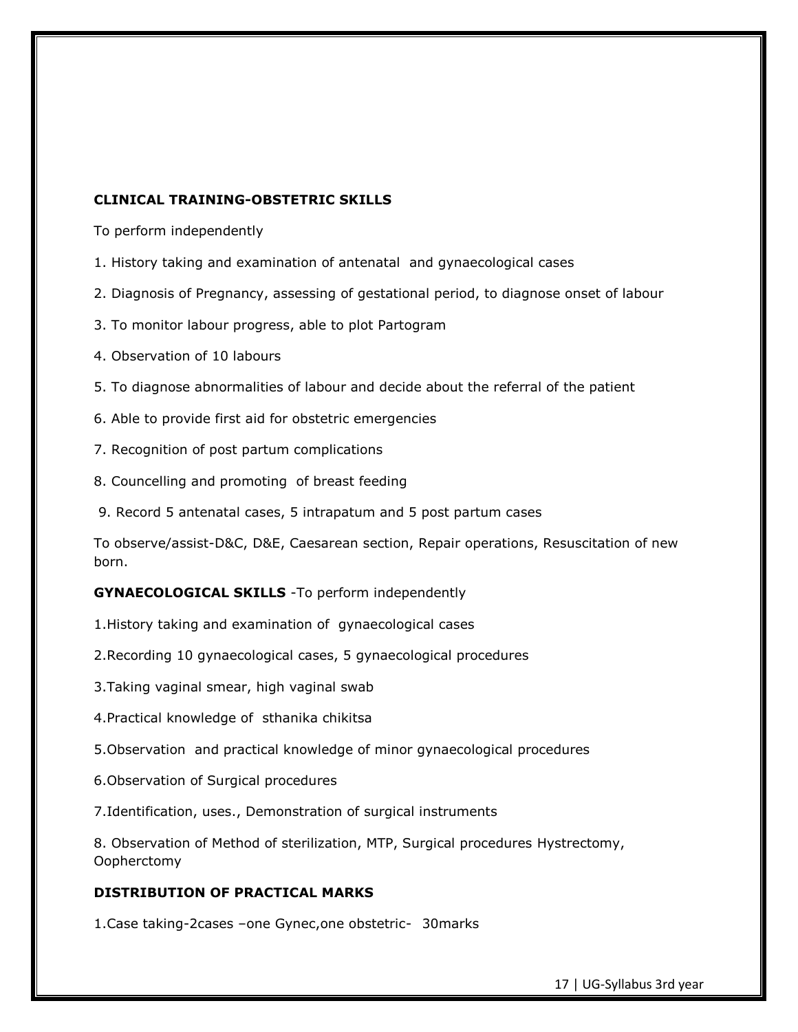**CLINICAL TRAINING-OBSTETRIC SKILLS**

To perform independently

1. History taking and examination of antenatal and gynaecological cases
2. Diagnosis of Pregnancy, assessing of gestational period, to diagnose onset of labour
3. To monitor labour progress, able to plot Partogram
4. Observation of 10 labours
5. To diagnose abnormalities of labour and decide about the referral of the patient
6. Able to provide first aid for obstetric emergencies
7. Recognition of post partum complications
8. Councelling and promoting of breast feeding
9. Record 5 antenatal cases, 5 intrapatum and 5 post partum cases

To observe/assist-D&C, D&E, Caesarean section, Repair operations, Resuscitation of new born.

**GYNAECOLOGICAL SKILLS** -To perform independently

1. History taking and examination of gynaecological cases
2. Recording 10 gynaecological cases, 5 gynaecological procedures
3. Taking vaginal smear, high vaginal swab
4. Practical knowledge of sthanika chikitsa
5. Observation and practical knowledge of minor gynaecological procedures
6. Observation of Surgical procedures
7. Identification, uses., Demonstration of surgical instruments
8. Observation of Method of sterilization, MTP, Surgical procedures Hystrectomy, Oopherctomy

**DISTRIBUTION OF PRACTICAL MARKS**

1. Case taking-2cases –one Gynec,one obstetric- 30marks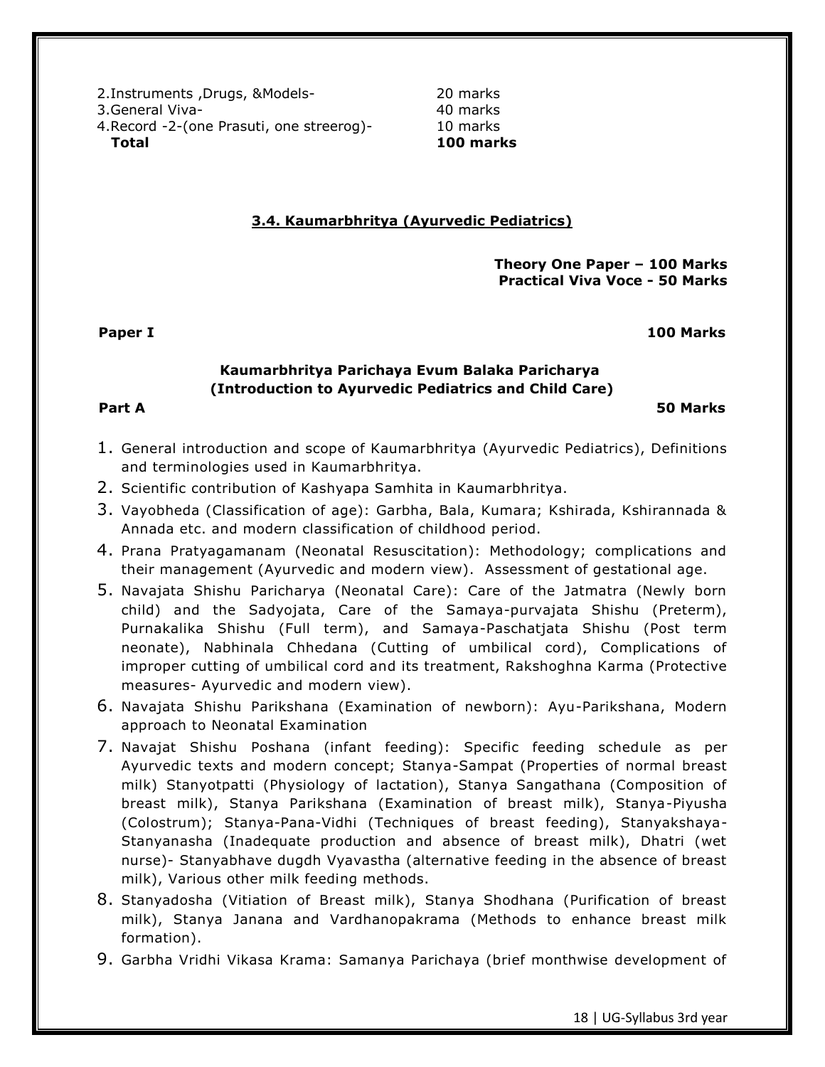| | |
|---|---|
| 2.Instruments ,Drugs, &Models- | 20 marks |
| 3.General Viva- | 40 marks |
| 4.Record -2-(one Prasuti, one streerog)- | 10 marks |
| **Total** | **100 marks** |

## 3.4. Kaumarbhritya (Ayurvedic Pediatrics)

**Theory One Paper – 100 Marks**
**Practical Viva Voce - 50 Marks**

**Paper I** **100 Marks**

### Kaumarbhritya Parichaya Evum Balaka Paricharya (Introduction to Ayurvedic Pediatrics and Child Care)

**Part A** **50 Marks**

1. General introduction and scope of Kaumarbhritya (Ayurvedic Pediatrics), Definitions and terminologies used in Kaumarbhritya.
2. Scientific contribution of Kashyapa Samhita in Kaumarbhritya.
3. Vayobheda (Classification of age): Garbha, Bala, Kumara; Kshirada, Kshirannada & Annada etc. and modern classification of childhood period.
4. Prana Pratyagamanam (Neonatal Resuscitation): Methodology; complications and their management (Ayurvedic and modern view). Assessment of gestational age.
5. Navajata Shishu Paricharya (Neonatal Care): Care of the Jatmatra (Newly born child) and the Sadyojata, Care of the Samaya-purvajata Shishu (Preterm), Purnakalika Shishu (Full term), and Samaya-Paschatjata Shishu (Post term neonate), Nabhinala Chhedana (Cutting of umbilical cord), Complications of improper cutting of umbilical cord and its treatment, Rakshoghna Karma (Protective measures- Ayurvedic and modern view).
6. Navajata Shishu Parikshana (Examination of newborn): Ayu-Parikshana, Modern approach to Neonatal Examination
7. Navajat Shishu Poshana (infant feeding): Specific feeding schedule as per Ayurvedic texts and modern concept; Stanya-Sampat (Properties of normal breast milk) Stanyotpatti (Physiology of lactation), Stanya Sangathana (Composition of breast milk), Stanya Parikshana (Examination of breast milk), Stanya-Piyusha (Colostrum); Stanya-Pana-Vidhi (Techniques of breast feeding), Stanyakshaya-Stanyanasha (Inadequate production and absence of breast milk), Dhatri (wet nurse)- Stanyabhave dugdh Vyavastha (alternative feeding in the absence of breast milk), Various other milk feeding methods.
8. Stanyadosha (Vitiation of Breast milk), Stanya Shodhana (Purification of breast milk), Stanya Janana and Vardhanopakrama (Methods to enhance breast milk formation).
9. Garbha Vridhi Vikasa Krama: Samanya Parichaya (brief monthwise development of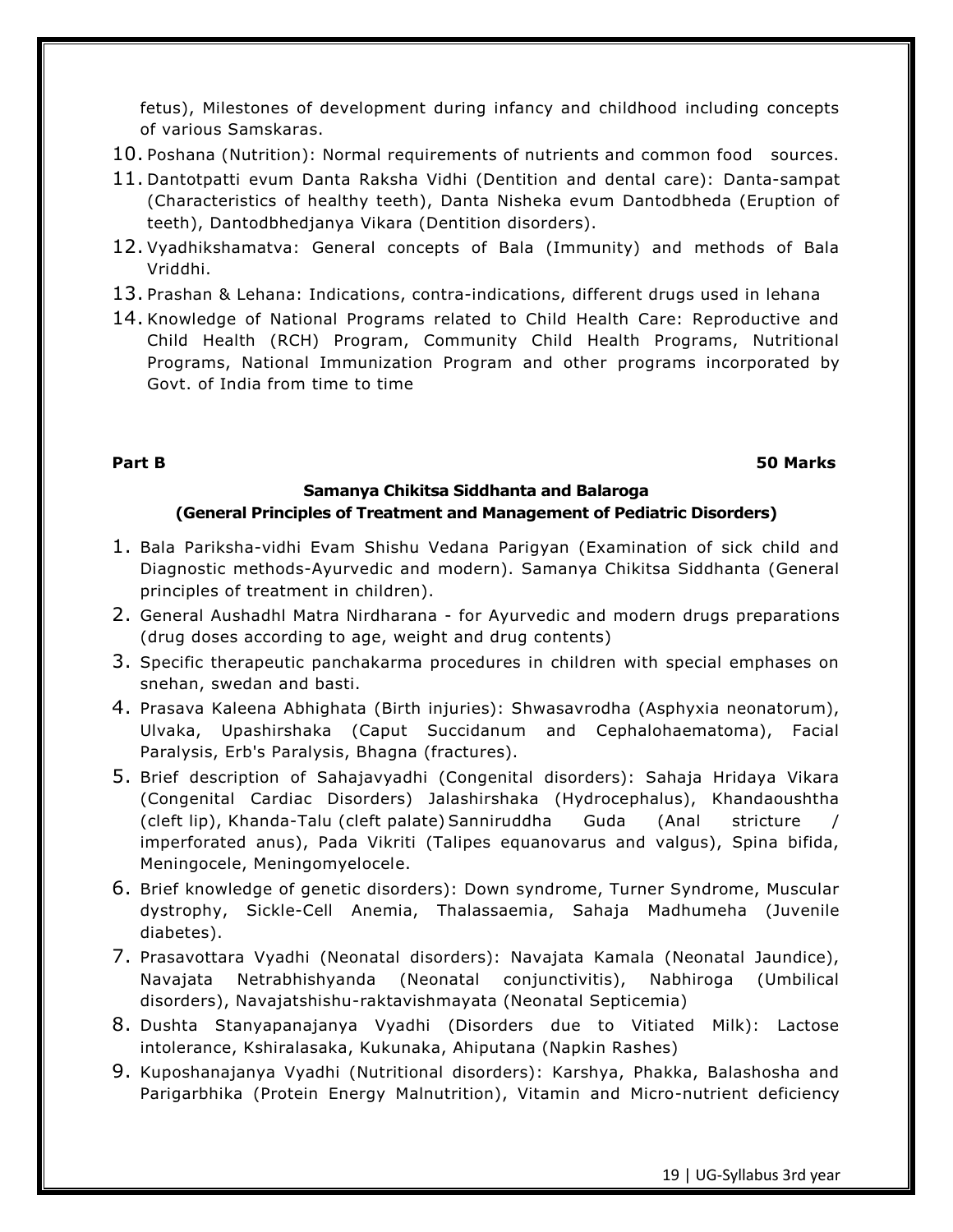fetus), Milestones of development during infancy and childhood including concepts of various Samskaras.

10. Poshana (Nutrition): Normal requirements of nutrients and common food sources.
11. Dantotpatti evum Danta Raksha Vidhi (Dentition and dental care): Danta-sampat (Characteristics of healthy teeth), Danta Nisheka evum Dantodbheda (Eruption of teeth), Dantodbhedjanya Vikara (Dentition disorders).
12. Vyadhikshamatva: General concepts of Bala (Immunity) and methods of Bala Vriddhi.
13. Prashan & Lehana: Indications, contra-indications, different drugs used in lehana
14. Knowledge of National Programs related to Child Health Care: Reproductive and Child Health (RCH) Program, Community Child Health Programs, Nutritional Programs, National Immunization Program and other programs incorporated by Govt. of India from time to time

**Part B** **50 Marks**

**Samanya Chikitsa Siddhanta and Balaroga**
**(General Principles of Treatment and Management of Pediatric Disorders)**

1. Bala Pariksha-vidhi Evam Shishu Vedana Parigyan (Examination of sick child and Diagnostic methods-Ayurvedic and modern). Samanya Chikitsa Siddhanta (General principles of treatment in children).
2. General Aushadhl Matra Nirdharana - for Ayurvedic and modern drugs preparations (drug doses according to age, weight and drug contents)
3. Specific therapeutic panchakarma procedures in children with special emphases on snehan, swedan and basti.
4. Prasava Kaleena Abhighata (Birth injuries): Shwasavrodha (Asphyxia neonatorum), Ulvaka, Upashirshaka (Caput Succidanum and Cephalohaematoma), Facial Paralysis, Erb's Paralysis, Bhagna (fractures).
5. Brief description of Sahajavyadhi (Congenital disorders): Sahaja Hridaya Vikara (Congenital Cardiac Disorders) Jalashirshaka (Hydrocephalus), Khandaoushtha (cleft lip), Khanda-Talu (cleft palate) Sanniruddha Guda (Anal stricture / imperforated anus), Pada Vikriti (Talipes equanovarus and valgus), Spina bifida, Meningocele, Meningomyelocele.
6. Brief knowledge of genetic disorders): Down syndrome, Turner Syndrome, Muscular dystrophy, Sickle-Cell Anemia, Thalassaemia, Sahaja Madhumeha (Juvenile diabetes).
7. Prasavottara Vyadhi (Neonatal disorders): Navajata Kamala (Neonatal Jaundice), Navajata Netrabhishyanda (Neonatal conjunctivitis), Nabhiroga (Umbilical disorders), Navajatshishu-raktavishmayata (Neonatal Septicemia)
8. Dushta Stanyapanajanya Vyadhi (Disorders due to Vitiated Milk): Lactose intolerance, Kshiralasaka, Kukunaka, Ahiputana (Napkin Rashes)
9. Kuposhanajanya Vyadhi (Nutritional disorders): Karshya, Phakka, Balashosha and Parigarbhika (Protein Energy Malnutrition), Vitamin and Micro-nutrient deficiency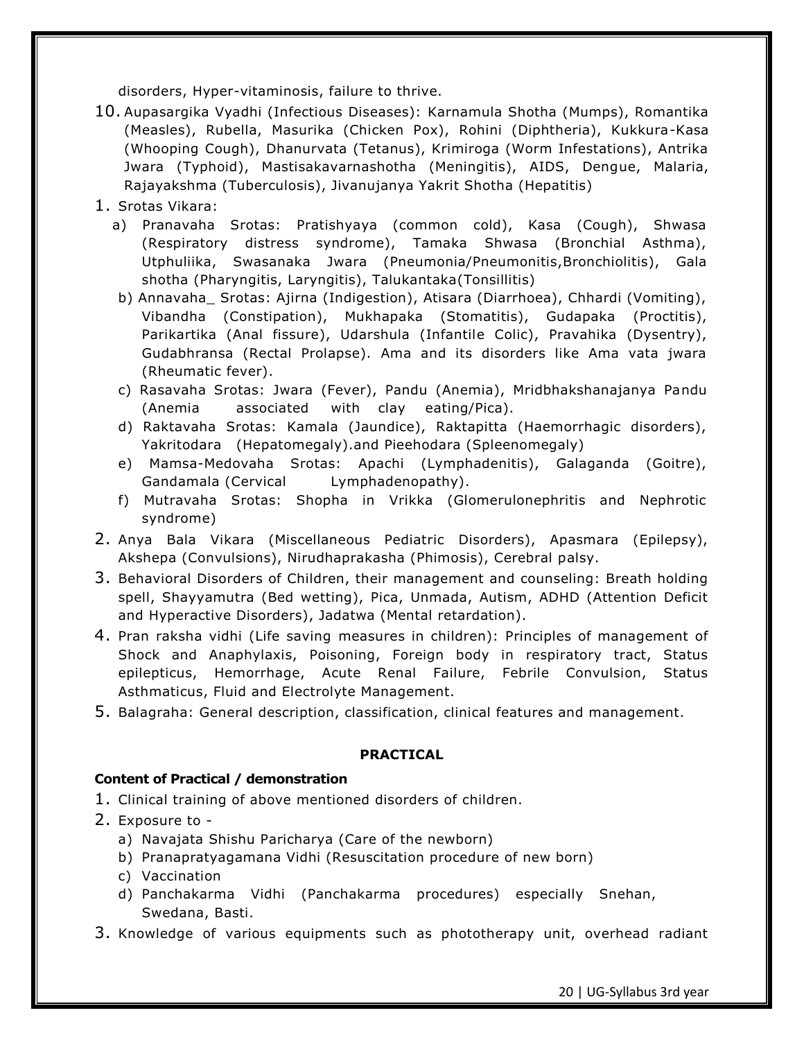disorders, Hyper-vitaminosis, failure to thrive.

10. Aupasargika Vyadhi (Infectious Diseases): Karnamula Shotha (Mumps), Romantika (Measles), Rubella, Masurika (Chicken Pox), Rohini (Diphtheria), Kukkura-Kasa (Whooping Cough), Dhanurvata (Tetanus), Krimiroga (Worm Infestations), Antrika Jwara (Typhoid), Mastisakavarnashotha (Meningitis), AIDS, Dengue, Malaria, Rajayakshma (Tuberculosis), Jivanujanya Yakrit Shotha (Hepatitis)

1. Srotas Vikara:
   a) Pranavaha Srotas: Pratishyaya (common cold), Kasa (Cough), Shwasa (Respiratory distress syndrome), Tamaka Shwasa (Bronchial Asthma), Utphuliika, Swasanaka Jwara (Pneumonia/Pneumonitis,Bronchiolitis), Gala shotha (Pharyngitis, Laryngitis), Talukantaka(Tonsillitis)
   b) Annavaha_ Srotas: Ajirna (Indigestion), Atisara (Diarrhoea), Chhardi (Vomiting), Vibandha (Constipation), Mukhapaka (Stomatitis), Gudapaka (Proctitis), Parikartika (Anal fissure), Udarshula (Infantile Colic), Pravahika (Dysentry), Gudabhransa (Rectal Prolapse). Ama and its disorders like Ama vata jwara (Rheumatic fever).
   c) Rasavaha Srotas: Jwara (Fever), Pandu (Anemia), Mridbhakshanajanya Pandu (Anemia associated with clay eating/Pica).
   d) Raktavaha Srotas: Kamala (Jaundice), Raktapitta (Haemorrhagic disorders), Yakritodara (Hepatomegaly).and Pieehodara (Spleenomegaly)
   e) Mamsa-Medovaha Srotas: Apachi (Lymphadenitis), Galaganda (Goitre), Gandamala (Cervical Lymphadenopathy).
   f) Mutravaha Srotas: Shopha in Vrikka (Glomerulonephritis and Nephrotic syndrome)
2. Anya Bala Vikara (Miscellaneous Pediatric Disorders), Apasmara (Epilepsy), Akshepa (Convulsions), Nirudhaprakasha (Phimosis), Cerebral palsy.
3. Behavioral Disorders of Children, their management and counseling: Breath holding spell, Shayyamutra (Bed wetting), Pica, Unmada, Autism, ADHD (Attention Deficit and Hyperactive Disorders), Jadatwa (Mental retardation).
4. Pran raksha vidhi (Life saving measures in children): Principles of management of Shock and Anaphylaxis, Poisoning, Foreign body in respiratory tract, Status epilepticus, Hemorrhage, Acute Renal Failure, Febrile Convulsion, Status Asthmaticus, Fluid and Electrolyte Management.
5. Balagraha: General description, classification, clinical features and management.

**PRACTICAL**

**Content of Practical / demonstration**

1. Clinical training of above mentioned disorders of children.
2. Exposure to -
   a) Navajata Shishu Paricharya (Care of the newborn)
   b) Pranapratyagamana Vidhi (Resuscitation procedure of new born)
   c) Vaccination
   d) Panchakarma Vidhi (Panchakarma procedures) especially Snehan, Swedana, Basti.
3. Knowledge of various equipments such as phototherapy unit, overhead radiant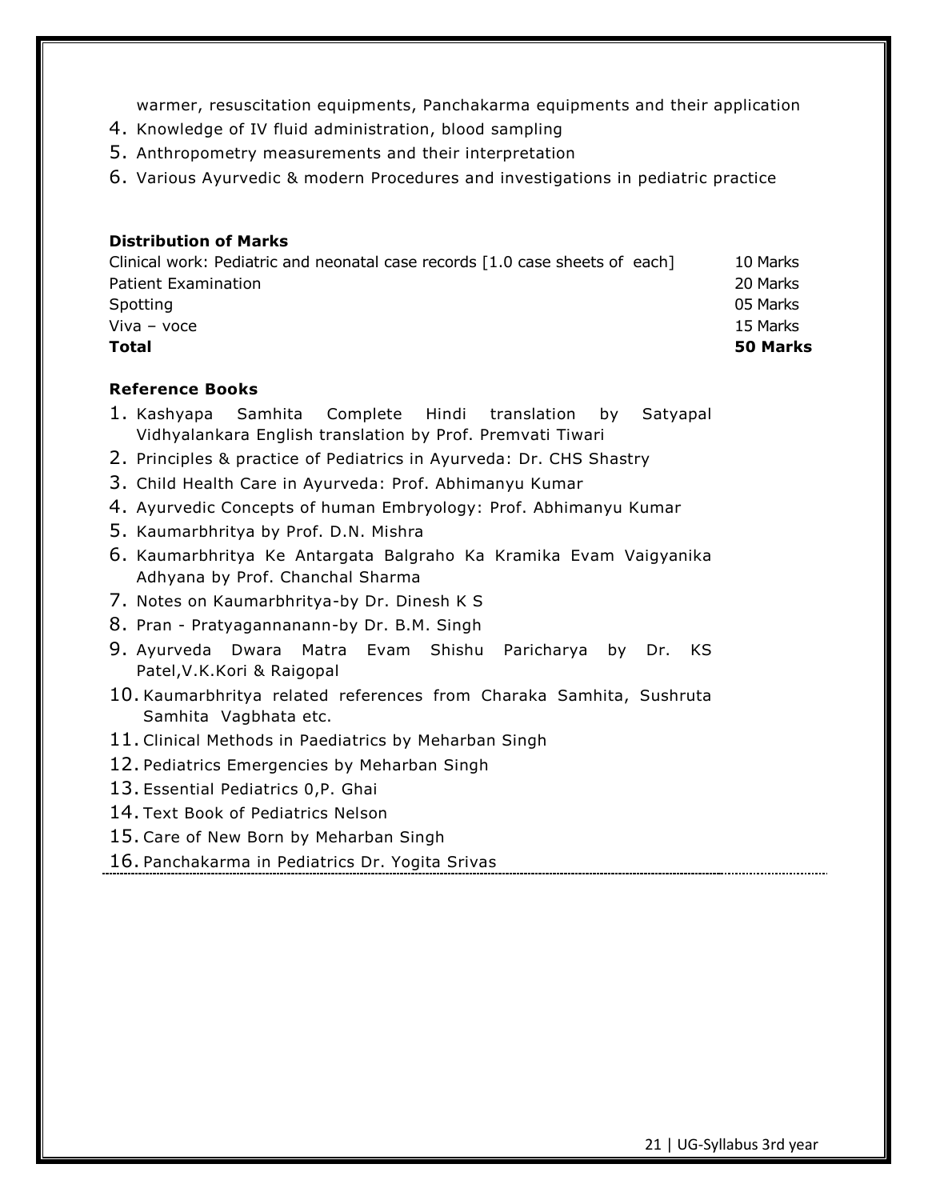warmer, resuscitation equipments, Panchakarma equipments and their application

4. Knowledge of IV fluid administration, blood sampling
5. Anthropometry measurements and their interpretation
6. Various Ayurvedic & modern Procedures and investigations in pediatric practice

**Distribution of Marks**

| | |
|---|---|
| Clinical work: Pediatric and neonatal case records [1.0 case sheets of each] | 10 Marks |
| Patient Examination | 20 Marks |
| Spotting | 05 Marks |
| Viva – voce | 15 Marks |
| **Total** | **50 Marks** |

**Reference Books**

1. Kashyapa Samhita Complete Hindi translation by Satyapal Vidhyalankara English translation by Prof. Premvati Tiwari
2. Principles & practice of Pediatrics in Ayurveda: Dr. CHS Shastry
3. Child Health Care in Ayurveda: Prof. Abhimanyu Kumar
4. Ayurvedic Concepts of human Embryology: Prof. Abhimanyu Kumar
5. Kaumarbhritya by Prof. D.N. Mishra
6. Kaumarbhritya Ke Antargata Balgraho Ka Kramika Evam Vaigyanika Adhyana by Prof. Chanchal Sharma
7. Notes on Kaumarbhritya-by Dr. Dinesh K S
8. Pran - Pratyagannanann-by Dr. B.M. Singh
9. Ayurveda Dwara Matra Evam Shishu Paricharya by Dr. KS Patel,V.K.Kori & Raigopal
10. Kaumarbhritya related references from Charaka Samhita, Sushruta Samhita Vagbhata etc.
11. Clinical Methods in Paediatrics by Meharban Singh
12. Pediatrics Emergencies by Meharban Singh
13. Essential Pediatrics 0,P. Ghai
14. Text Book of Pediatrics Nelson
15. Care of New Born by Meharban Singh
16. Panchakarma in Pediatrics Dr. Yogita Srivas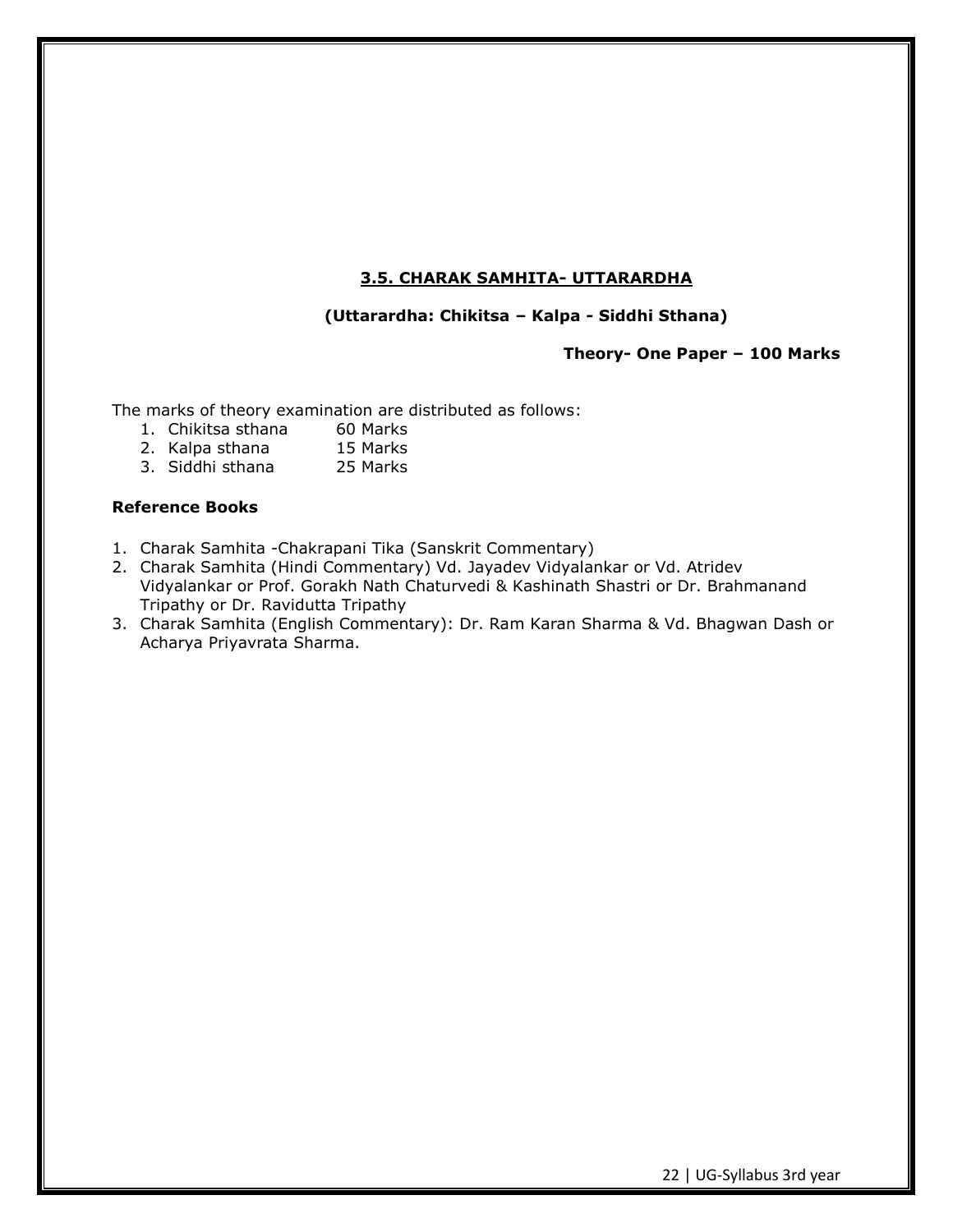## 3.5. CHARAK SAMHITA- UTTARARDHA

### (Uttarardha: Chikitsa – Kalpa - Siddhi Sthana)

**Theory- One Paper – 100 Marks**

The marks of theory examination are distributed as follows:

1. Chikitsa sthana 60 Marks
2. Kalpa sthana 15 Marks
3. Siddhi sthana 25 Marks

**Reference Books**

1. Charak Samhita -Chakrapani Tika (Sanskrit Commentary)
2. Charak Samhita (Hindi Commentary) Vd. Jayadev Vidyalankar or Vd. Atridev Vidyalankar or Prof. Gorakh Nath Chaturvedi & Kashinath Shastri or Dr. Brahmanand Tripathy or Dr. Ravidutta Tripathy
3. Charak Samhita (English Commentary): Dr. Ram Karan Sharma & Vd. Bhagwan Dash or Acharya Priyavrata Sharma.